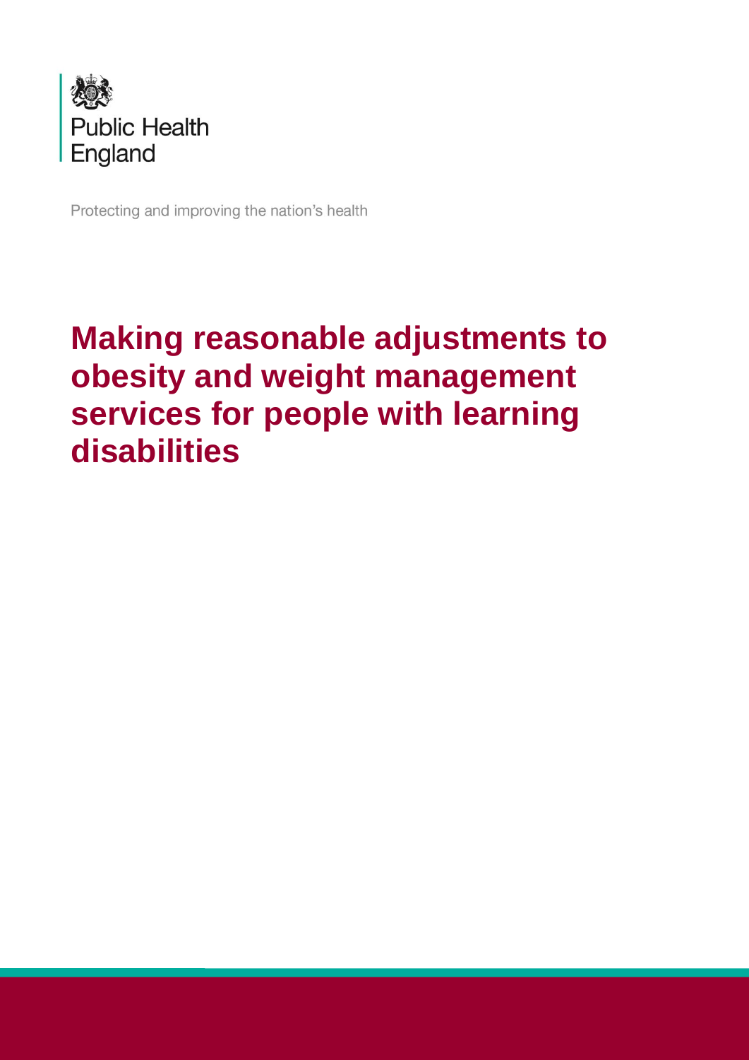Public Health England

Protecting and improving the nation's health

# Making reasonable adjustments to obesity and weight management services for people with learning disabilities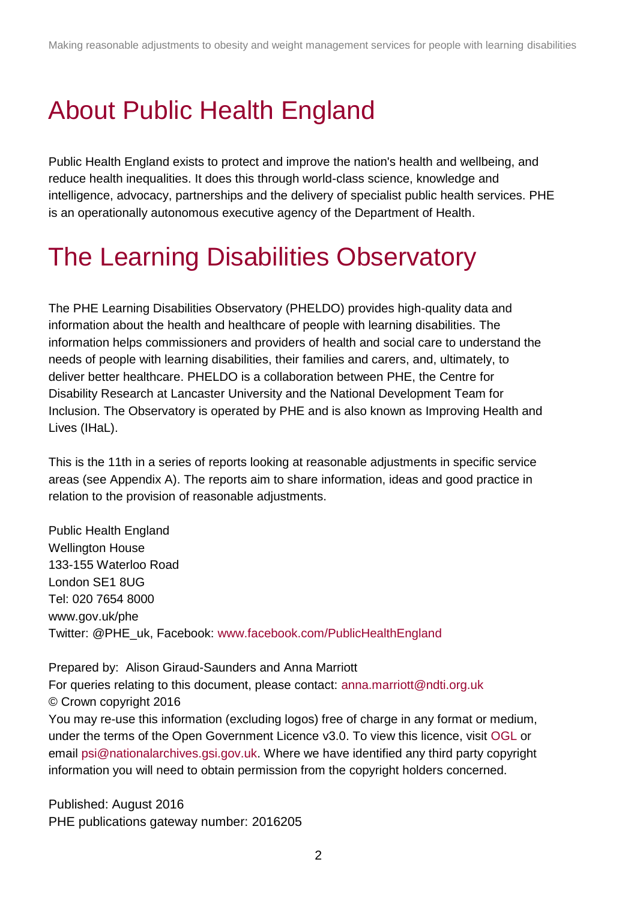# About Public Health England

Public Health England exists to protect and improve the nation's health and wellbeing, and reduce health inequalities. It does this through world-class science, knowledge and intelligence, advocacy, partnerships and the delivery of specialist public health services. PHE is an operationally autonomous executive agency of the Department of Health.

# The Learning Disabilities Observatory

The PHE Learning Disabilities Observatory (PHELDO) provides high-quality data and information about the health and healthcare of people with learning disabilities. The information helps commissioners and providers of health and social care to understand the needs of people with learning disabilities, their families and carers, and, ultimately, to deliver better healthcare. PHELDO is a collaboration between PHE, the Centre for Disability Research at Lancaster University and the National Development Team for Inclusion. The Observatory is operated by PHE and is also known as Improving Health and Lives (IHaL).

This is the 11th in a series of reports looking at reasonable adjustments in specific service areas (see Appendix A). The reports aim to share information, ideas and good practice in relation to the provision of reasonable adjustments.

Public Health England
Wellington House
133-155 Waterloo Road
London SE1 8UG
Tel: 020 7654 8000
www.gov.uk/phe
Twitter: @PHE_uk, Facebook: www.facebook.com/PublicHealthEngland

Prepared by: Alison Giraud-Saunders and Anna Marriott
For queries relating to this document, please contact: anna.marriott@ndti.org.uk
© Crown copyright 2016
You may re-use this information (excluding logos) free of charge in any format or medium, under the terms of the Open Government Licence v3.0. To view this licence, visit OGL or email psi@nationalarchives.gsi.gov.uk. Where we have identified any third party copyright information you will need to obtain permission from the copyright holders concerned.

Published: August 2016
PHE publications gateway number: 2016205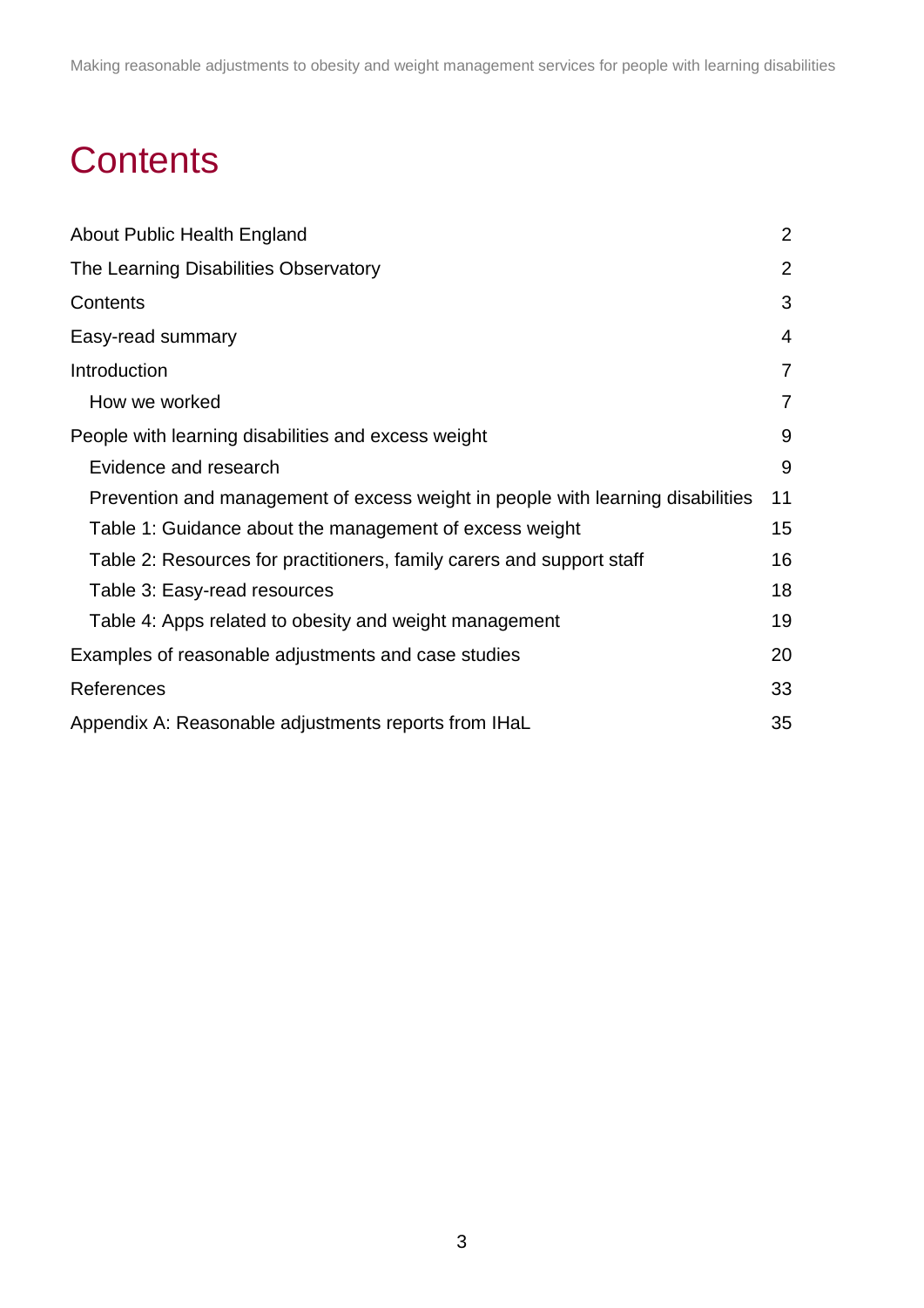# Contents

| | |
|---|---|
| About Public Health England | 2 |
| The Learning Disabilities Observatory | 2 |
| Contents | 3 |
| Easy-read summary | 4 |
| Introduction | 7 |
| How we worked | 7 |
| People with learning disabilities and excess weight | 9 |
| Evidence and research | 9 |
| Prevention and management of excess weight in people with learning disabilities | 11 |
| Table 1: Guidance about the management of excess weight | 15 |
| Table 2: Resources for practitioners, family carers and support staff | 16 |
| Table 3: Easy-read resources | 18 |
| Table 4: Apps related to obesity and weight management | 19 |
| Examples of reasonable adjustments and case studies | 20 |
| References | 33 |
| Appendix A: Reasonable adjustments reports from IHaL | 35 |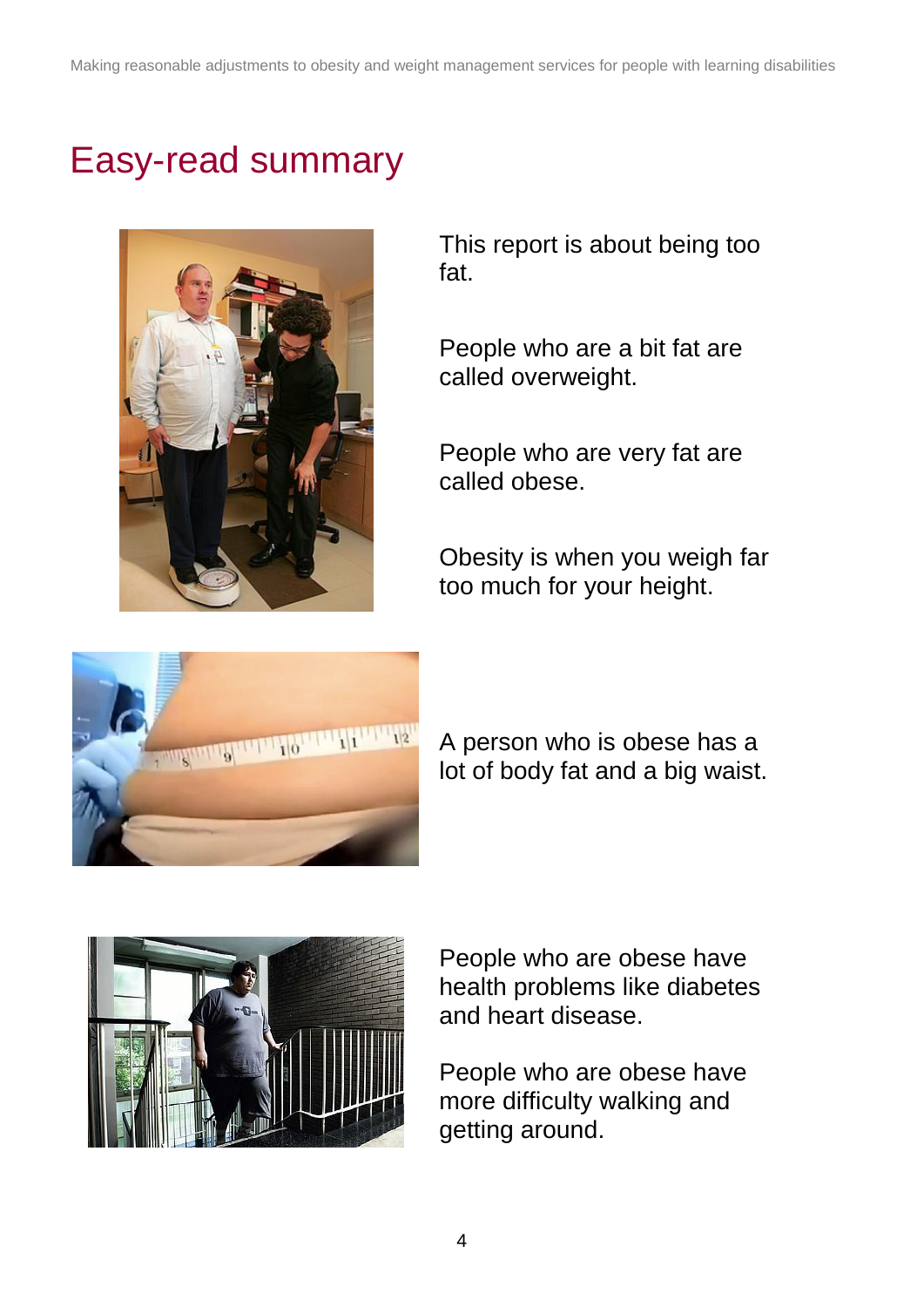# Easy-read summary

This report is about being too fat.

People who are a bit fat are called overweight.

People who are very fat are called obese.

Obesity is when you weigh far too much for your height.

A person who is obese has a lot of body fat and a big waist.

People who are obese have health problems like diabetes and heart disease.

People who are obese have more difficulty walking and getting around.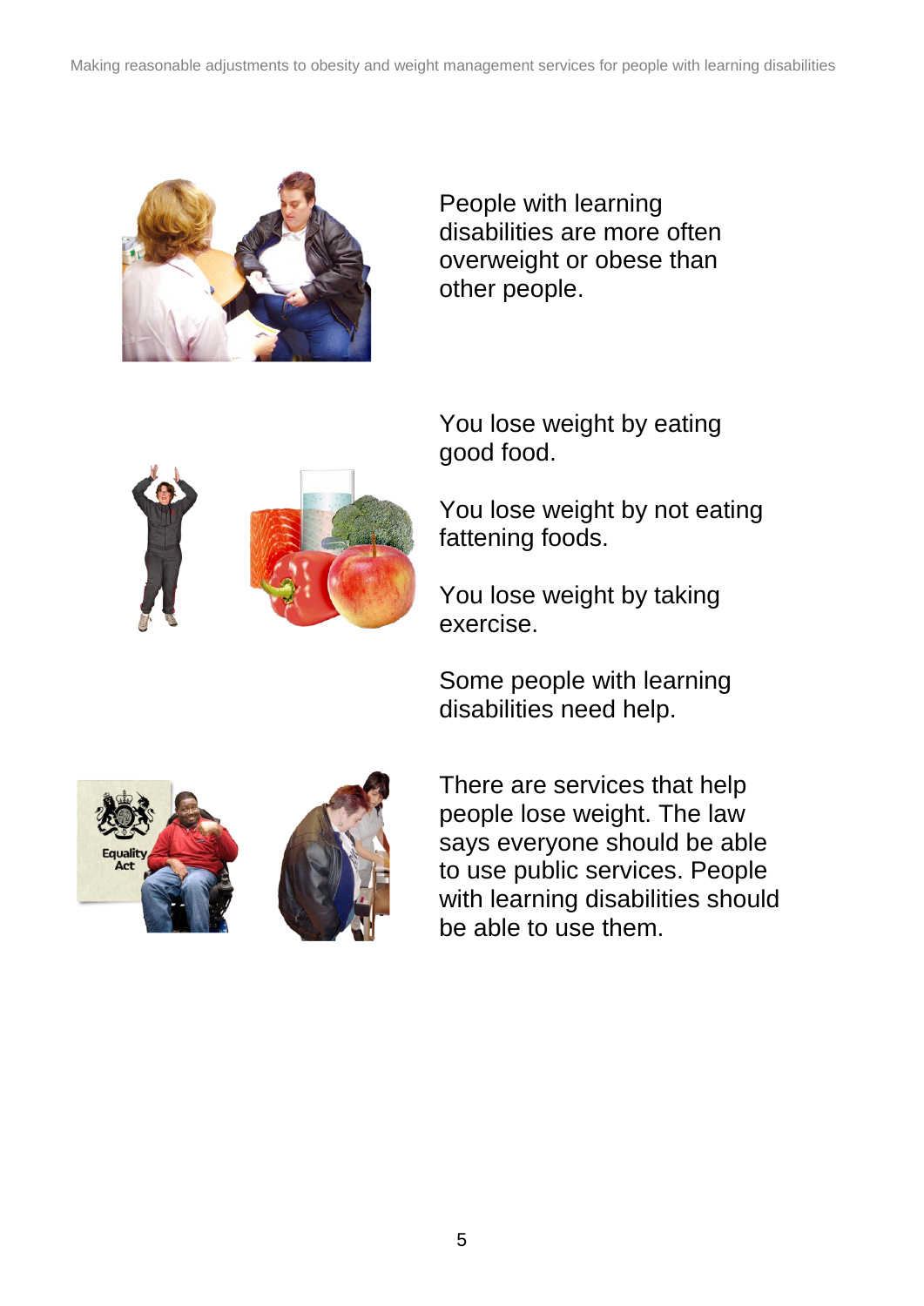People with learning disabilities are more often overweight or obese than other people.

You lose weight by eating good food.

You lose weight by not eating fattening foods.

You lose weight by taking exercise.

Some people with learning disabilities need help.

There are services that help people lose weight. The law says everyone should be able to use public services. People with learning disabilities should be able to use them.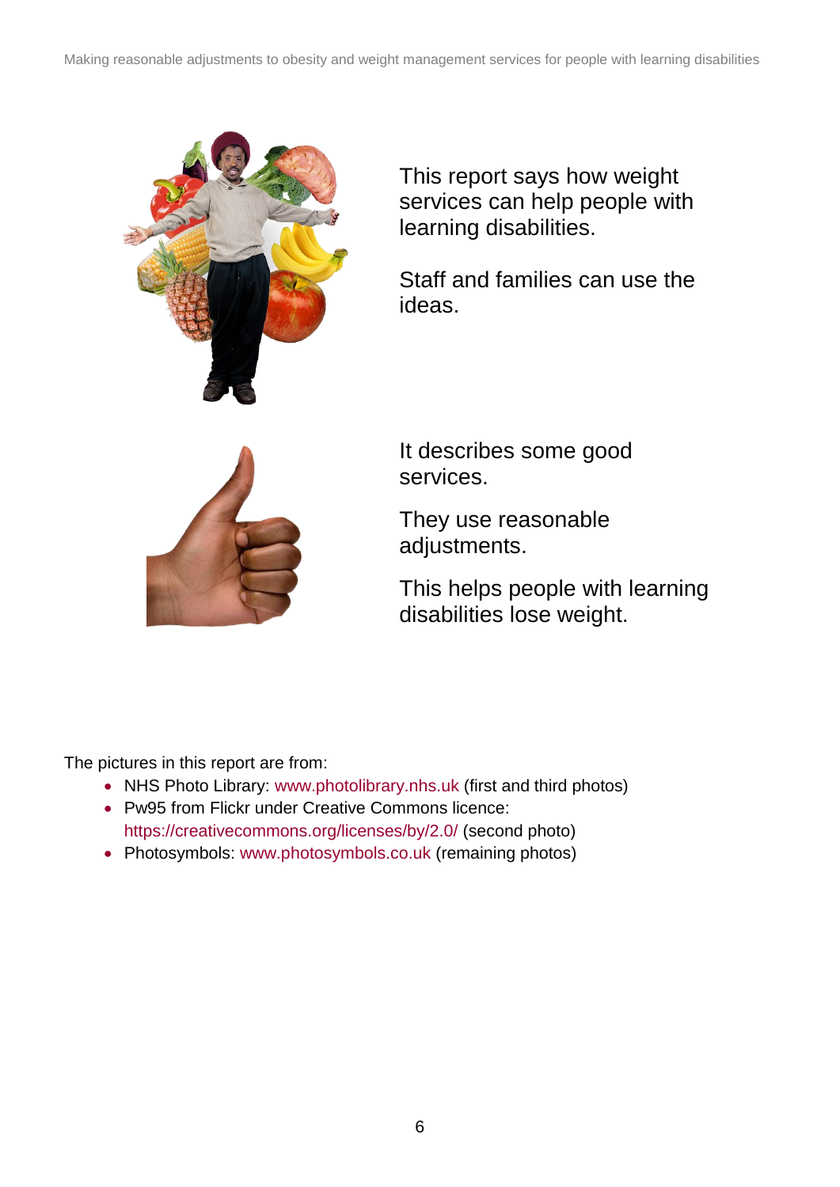This report says how weight services can help people with learning disabilities.

Staff and families can use the ideas.

It describes some good services.

They use reasonable adjustments.

This helps people with learning disabilities lose weight.

The pictures in this report are from:

- NHS Photo Library: www.photolibrary.nhs.uk (first and third photos)
- Pw95 from Flickr under Creative Commons licence: https://creativecommons.org/licenses/by/2.0/ (second photo)
- Photosymbols: www.photosymbols.co.uk (remaining photos)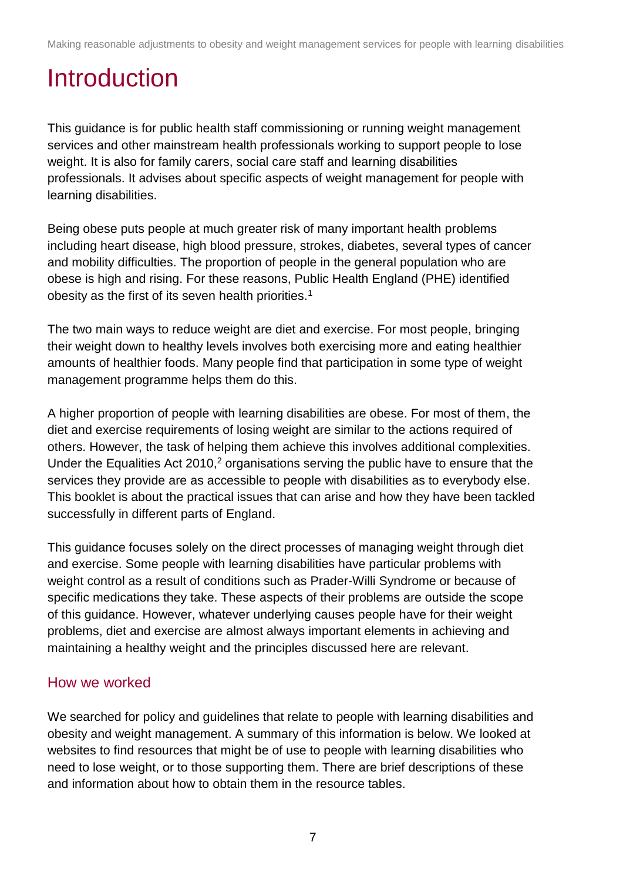# Introduction

This guidance is for public health staff commissioning or running weight management services and other mainstream health professionals working to support people to lose weight. It is also for family carers, social care staff and learning disabilities professionals. It advises about specific aspects of weight management for people with learning disabilities.

Being obese puts people at much greater risk of many important health problems including heart disease, high blood pressure, strokes, diabetes, several types of cancer and mobility difficulties. The proportion of people in the general population who are obese is high and rising. For these reasons, Public Health England (PHE) identified obesity as the first of its seven health priorities.[1]

The two main ways to reduce weight are diet and exercise. For most people, bringing their weight down to healthy levels involves both exercising more and eating healthier amounts of healthier foods. Many people find that participation in some type of weight management programme helps them do this.

A higher proportion of people with learning disabilities are obese. For most of them, the diet and exercise requirements of losing weight are similar to the actions required of others. However, the task of helping them achieve this involves additional complexities. Under the Equalities Act 2010,[2] organisations serving the public have to ensure that the services they provide are as accessible to people with disabilities as to everybody else. This booklet is about the practical issues that can arise and how they have been tackled successfully in different parts of England.

This guidance focuses solely on the direct processes of managing weight through diet and exercise. Some people with learning disabilities have particular problems with weight control as a result of conditions such as Prader-Willi Syndrome or because of specific medications they take. These aspects of their problems are outside the scope of this guidance. However, whatever underlying causes people have for their weight problems, diet and exercise are almost always important elements in achieving and maintaining a healthy weight and the principles discussed here are relevant.

## How we worked

We searched for policy and guidelines that relate to people with learning disabilities and obesity and weight management. A summary of this information is below. We looked at websites to find resources that might be of use to people with learning disabilities who need to lose weight, or to those supporting them. There are brief descriptions of these and information about how to obtain them in the resource tables.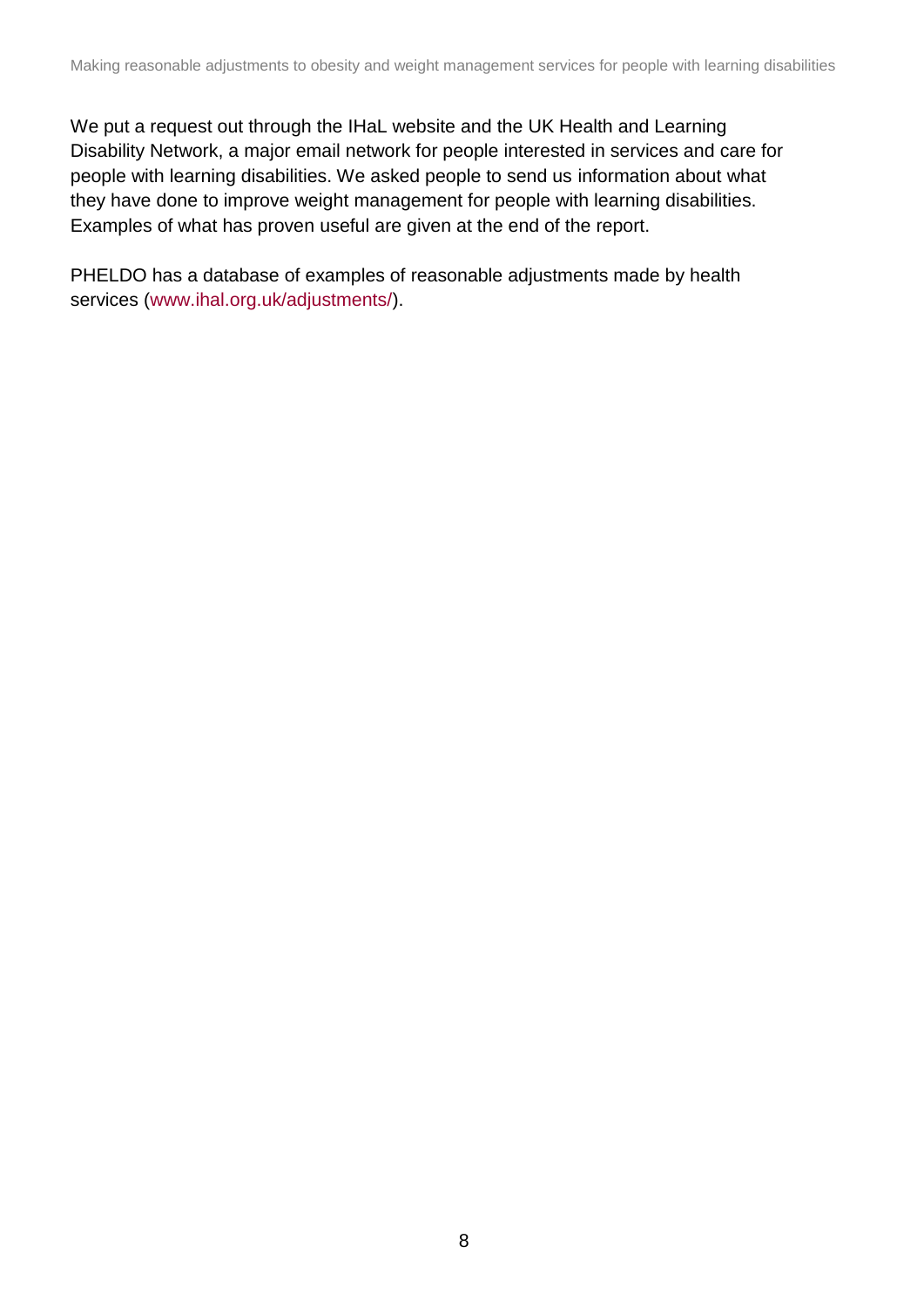We put a request out through the IHaL website and the UK Health and Learning Disability Network, a major email network for people interested in services and care for people with learning disabilities. We asked people to send us information about what they have done to improve weight management for people with learning disabilities. Examples of what has proven useful are given at the end of the report.

PHELDO has a database of examples of reasonable adjustments made by health services (www.ihal.org.uk/adjustments/).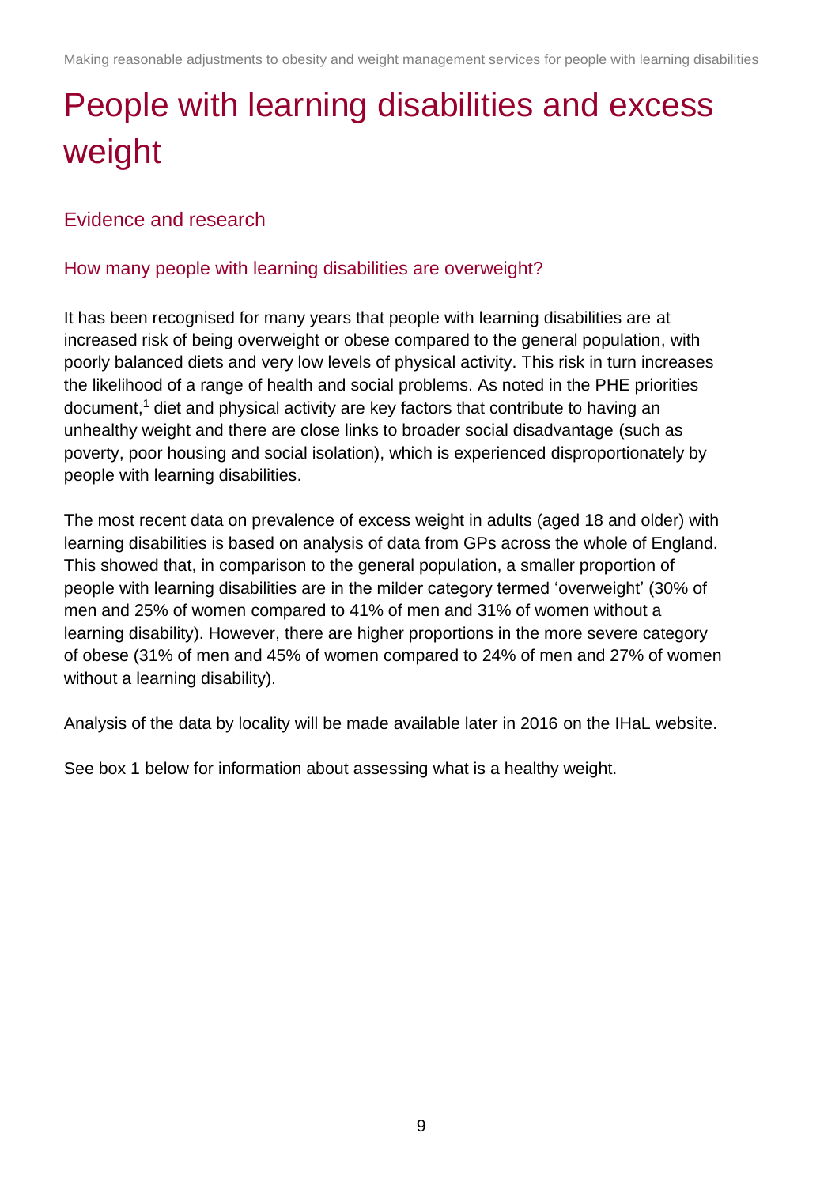# People with learning disabilities and excess weight

## Evidence and research

### How many people with learning disabilities are overweight?

It has been recognised for many years that people with learning disabilities are at increased risk of being overweight or obese compared to the general population, with poorly balanced diets and very low levels of physical activity. This risk in turn increases the likelihood of a range of health and social problems. As noted in the PHE priorities document,[1] diet and physical activity are key factors that contribute to having an unhealthy weight and there are close links to broader social disadvantage (such as poverty, poor housing and social isolation), which is experienced disproportionately by people with learning disabilities.

The most recent data on prevalence of excess weight in adults (aged 18 and older) with learning disabilities is based on analysis of data from GPs across the whole of England. This showed that, in comparison to the general population, a smaller proportion of people with learning disabilities are in the milder category termed 'overweight' (30% of men and 25% of women compared to 41% of men and 31% of women without a learning disability). However, there are higher proportions in the more severe category of obese (31% of men and 45% of women compared to 24% of men and 27% of women without a learning disability).

Analysis of the data by locality will be made available later in 2016 on the IHaL website.

See box 1 below for information about assessing what is a healthy weight.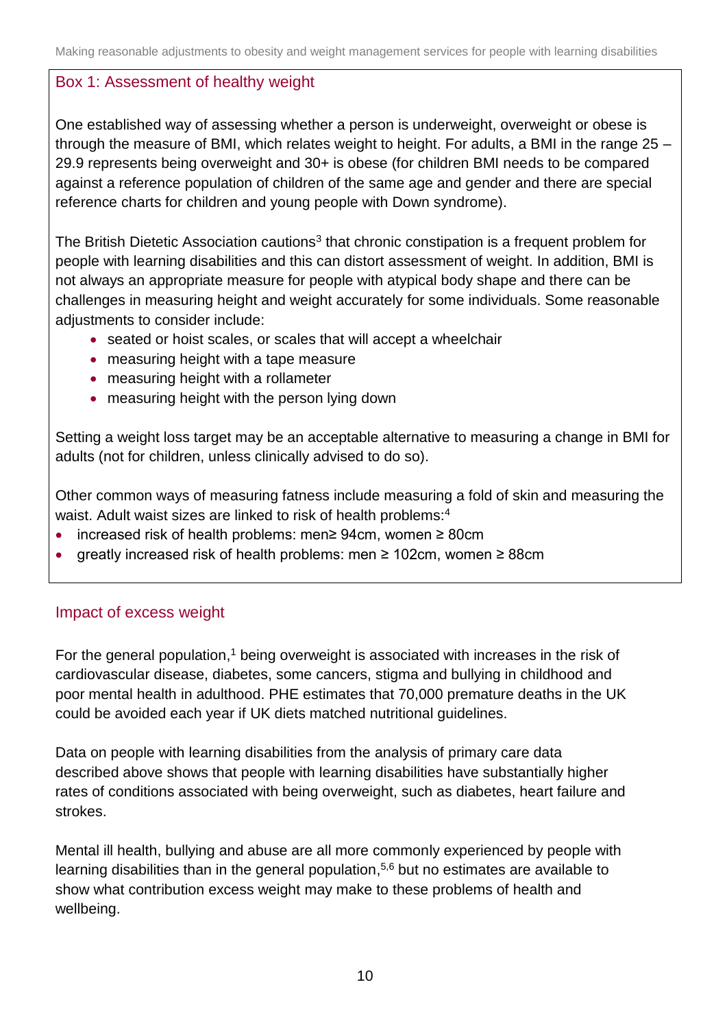### Box 1: Assessment of healthy weight

One established way of assessing whether a person is underweight, overweight or obese is through the measure of BMI, which relates weight to height. For adults, a BMI in the range 25 – 29.9 represents being overweight and 30+ is obese (for children BMI needs to be compared against a reference population of children of the same age and gender and there are special reference charts for children and young people with Down syndrome).

The British Dietetic Association cautions[3] that chronic constipation is a frequent problem for people with learning disabilities and this can distort assessment of weight. In addition, BMI is not always an appropriate measure for people with atypical body shape and there can be challenges in measuring height and weight accurately for some individuals. Some reasonable adjustments to consider include:

- seated or hoist scales, or scales that will accept a wheelchair
- measuring height with a tape measure
- measuring height with a rollameter
- measuring height with the person lying down

Setting a weight loss target may be an acceptable alternative to measuring a change in BMI for adults (not for children, unless clinically advised to do so).

Other common ways of measuring fatness include measuring a fold of skin and measuring the waist. Adult waist sizes are linked to risk of health problems:[4]

- increased risk of health problems: men≥ 94cm, women ≥ 80cm
- greatly increased risk of health problems: men ≥ 102cm, women ≥ 88cm

## Impact of excess weight

For the general population,[1] being overweight is associated with increases in the risk of cardiovascular disease, diabetes, some cancers, stigma and bullying in childhood and poor mental health in adulthood. PHE estimates that 70,000 premature deaths in the UK could be avoided each year if UK diets matched nutritional guidelines.

Data on people with learning disabilities from the analysis of primary care data described above shows that people with learning disabilities have substantially higher rates of conditions associated with being overweight, such as diabetes, heart failure and strokes.

Mental ill health, bullying and abuse are all more commonly experienced by people with learning disabilities than in the general population,[5,6] but no estimates are available to show what contribution excess weight may make to these problems of health and wellbeing.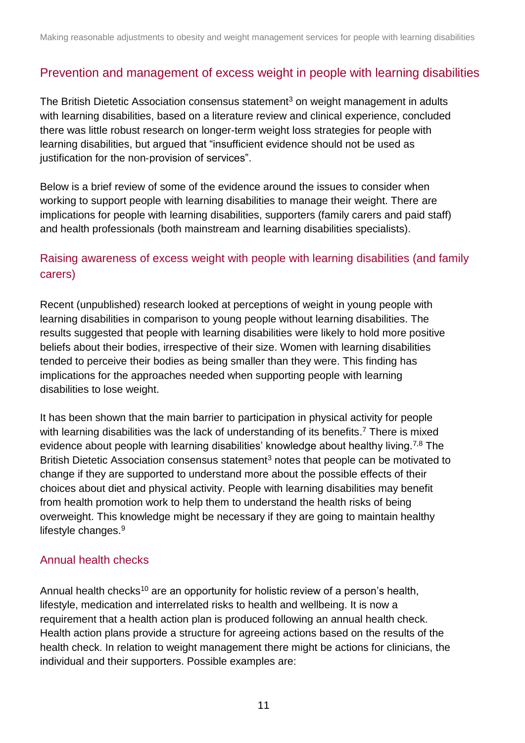## Prevention and management of excess weight in people with learning disabilities

The British Dietetic Association consensus statement[3] on weight management in adults with learning disabilities, based on a literature review and clinical experience, concluded there was little robust research on longer-term weight loss strategies for people with learning disabilities, but argued that "insufficient evidence should not be used as justification for the non-provision of services".

Below is a brief review of some of the evidence around the issues to consider when working to support people with learning disabilities to manage their weight. There are implications for people with learning disabilities, supporters (family carers and paid staff) and health professionals (both mainstream and learning disabilities specialists).

### Raising awareness of excess weight with people with learning disabilities (and family carers)

Recent (unpublished) research looked at perceptions of weight in young people with learning disabilities in comparison to young people without learning disabilities. The results suggested that people with learning disabilities were likely to hold more positive beliefs about their bodies, irrespective of their size. Women with learning disabilities tended to perceive their bodies as being smaller than they were. This finding has implications for the approaches needed when supporting people with learning disabilities to lose weight.

It has been shown that the main barrier to participation in physical activity for people with learning disabilities was the lack of understanding of its benefits.[7] There is mixed evidence about people with learning disabilities' knowledge about healthy living.[7,8] The British Dietetic Association consensus statement[3] notes that people can be motivated to change if they are supported to understand more about the possible effects of their choices about diet and physical activity. People with learning disabilities may benefit from health promotion work to help them to understand the health risks of being overweight. This knowledge might be necessary if they are going to maintain healthy lifestyle changes.[9]

### Annual health checks

Annual health checks[10] are an opportunity for holistic review of a person's health, lifestyle, medication and interrelated risks to health and wellbeing. It is now a requirement that a health action plan is produced following an annual health check. Health action plans provide a structure for agreeing actions based on the results of the health check. In relation to weight management there might be actions for clinicians, the individual and their supporters. Possible examples are: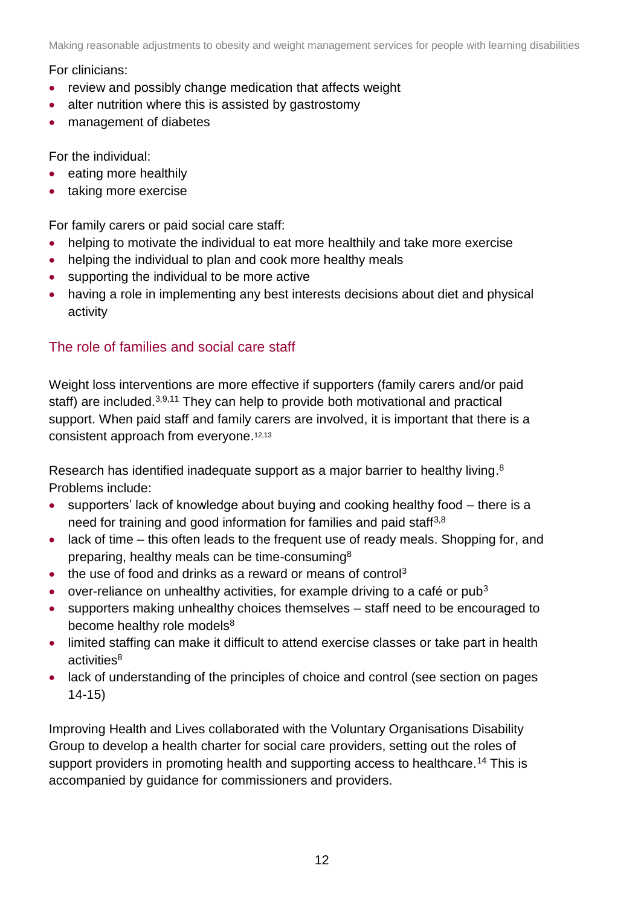For clinicians:

- review and possibly change medication that affects weight
- alter nutrition where this is assisted by gastrostomy
- management of diabetes

For the individual:

- eating more healthily
- taking more exercise

For family carers or paid social care staff:

- helping to motivate the individual to eat more healthily and take more exercise
- helping the individual to plan and cook more healthy meals
- supporting the individual to be more active
- having a role in implementing any best interests decisions about diet and physical activity

## The role of families and social care staff

Weight loss interventions are more effective if supporters (family carers and/or paid staff) are included.[3,9,11] They can help to provide both motivational and practical support. When paid staff and family carers are involved, it is important that there is a consistent approach from everyone.[12,13]

Research has identified inadequate support as a major barrier to healthy living.[8] Problems include:

- supporters' lack of knowledge about buying and cooking healthy food – there is a need for training and good information for families and paid staff[3,8]
- lack of time – this often leads to the frequent use of ready meals. Shopping for, and preparing, healthy meals can be time-consuming[8]
- the use of food and drinks as a reward or means of control[3]
- over-reliance on unhealthy activities, for example driving to a café or pub[3]
- supporters making unhealthy choices themselves – staff need to be encouraged to become healthy role models[8]
- limited staffing can make it difficult to attend exercise classes or take part in health activities[8]
- lack of understanding of the principles of choice and control (see section on pages 14-15)

Improving Health and Lives collaborated with the Voluntary Organisations Disability Group to develop a health charter for social care providers, setting out the roles of support providers in promoting health and supporting access to healthcare.[14] This is accompanied by guidance for commissioners and providers.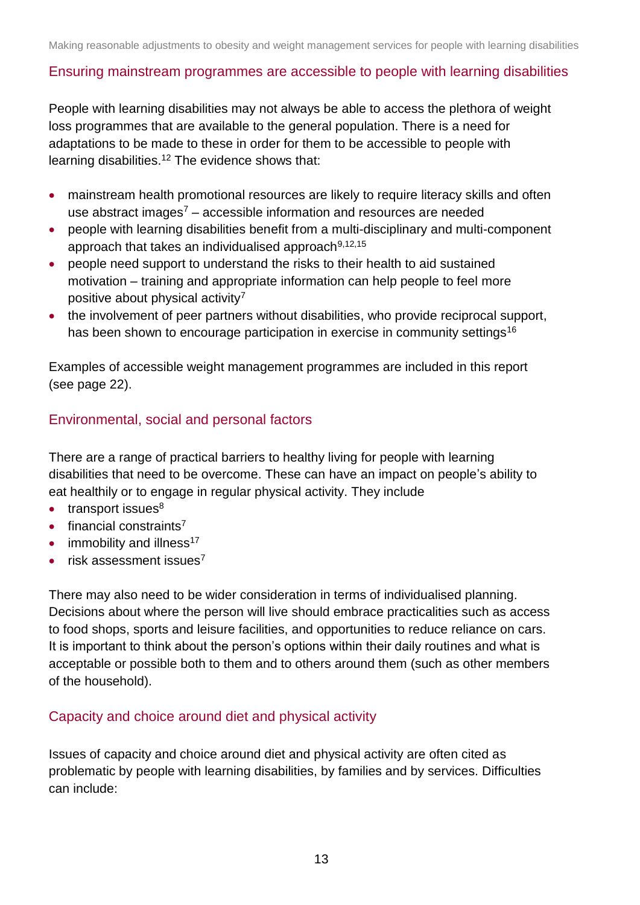## Ensuring mainstream programmes are accessible to people with learning disabilities

People with learning disabilities may not always be able to access the plethora of weight loss programmes that are available to the general population. There is a need for adaptations to be made to these in order for them to be accessible to people with learning disabilities.[12] The evidence shows that:

- mainstream health promotional resources are likely to require literacy skills and often use abstract images[7] – accessible information and resources are needed
- people with learning disabilities benefit from a multi-disciplinary and multi-component approach that takes an individualised approach[9,12,15]
- people need support to understand the risks to their health to aid sustained motivation – training and appropriate information can help people to feel more positive about physical activity[7]
- the involvement of peer partners without disabilities, who provide reciprocal support, has been shown to encourage participation in exercise in community settings[16]

Examples of accessible weight management programmes are included in this report (see page 22).

## Environmental, social and personal factors

There are a range of practical barriers to healthy living for people with learning disabilities that need to be overcome. These can have an impact on people's ability to eat healthily or to engage in regular physical activity. They include

- transport issues[8]
- financial constraints[7]
- immobility and illness[17]
- risk assessment issues[7]

There may also need to be wider consideration in terms of individualised planning. Decisions about where the person will live should embrace practicalities such as access to food shops, sports and leisure facilities, and opportunities to reduce reliance on cars. It is important to think about the person's options within their daily routines and what is acceptable or possible both to them and to others around them (such as other members of the household).

## Capacity and choice around diet and physical activity

Issues of capacity and choice around diet and physical activity are often cited as problematic by people with learning disabilities, by families and by services. Difficulties can include: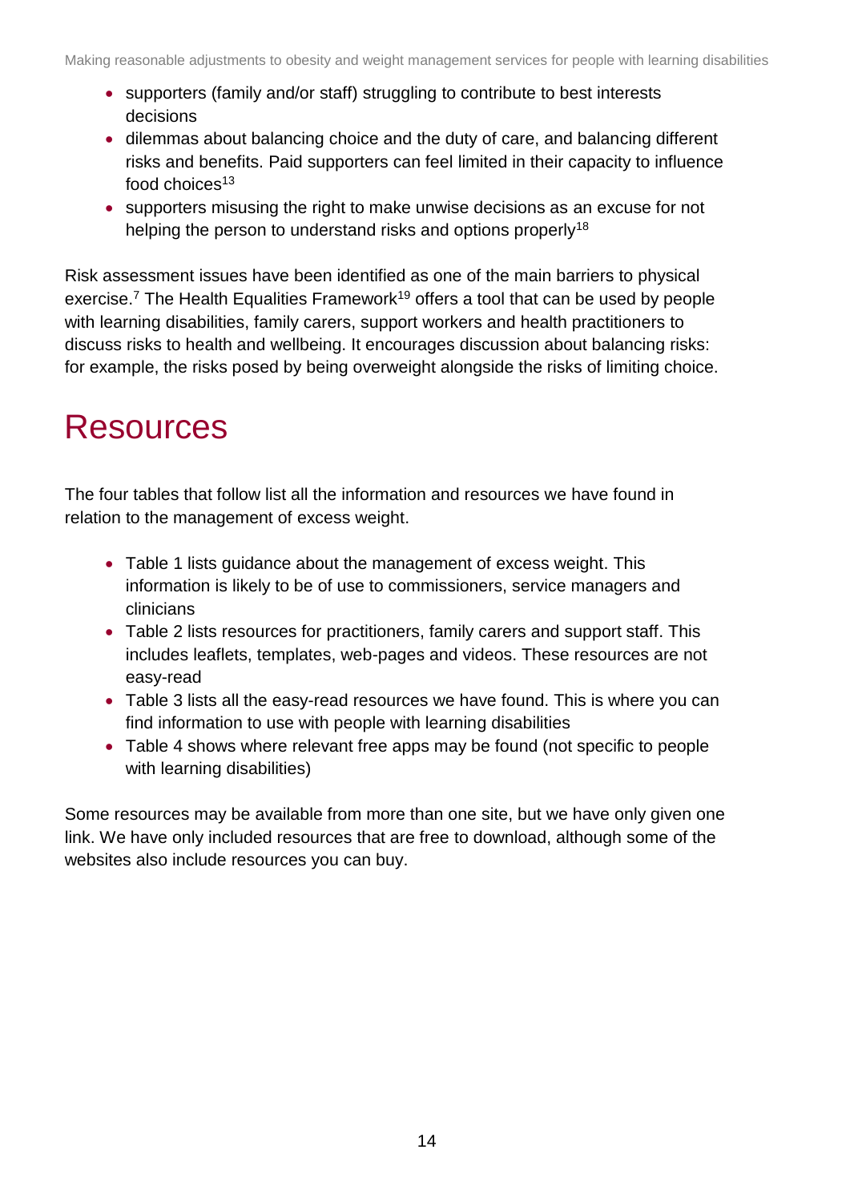- supporters (family and/or staff) struggling to contribute to best interests decisions
- dilemmas about balancing choice and the duty of care, and balancing different risks and benefits. Paid supporters can feel limited in their capacity to influence food choices[13]
- supporters misusing the right to make unwise decisions as an excuse for not helping the person to understand risks and options properly[18]

Risk assessment issues have been identified as one of the main barriers to physical exercise.[7] The Health Equalities Framework[19] offers a tool that can be used by people with learning disabilities, family carers, support workers and health practitioners to discuss risks to health and wellbeing. It encourages discussion about balancing risks: for example, the risks posed by being overweight alongside the risks of limiting choice.

# Resources

The four tables that follow list all the information and resources we have found in relation to the management of excess weight.

- Table 1 lists guidance about the management of excess weight. This information is likely to be of use to commissioners, service managers and clinicians
- Table 2 lists resources for practitioners, family carers and support staff. This includes leaflets, templates, web-pages and videos. These resources are not easy-read
- Table 3 lists all the easy-read resources we have found. This is where you can find information to use with people with learning disabilities
- Table 4 shows where relevant free apps may be found (not specific to people with learning disabilities)

Some resources may be available from more than one site, but we have only given one link. We have only included resources that are free to download, although some of the websites also include resources you can buy.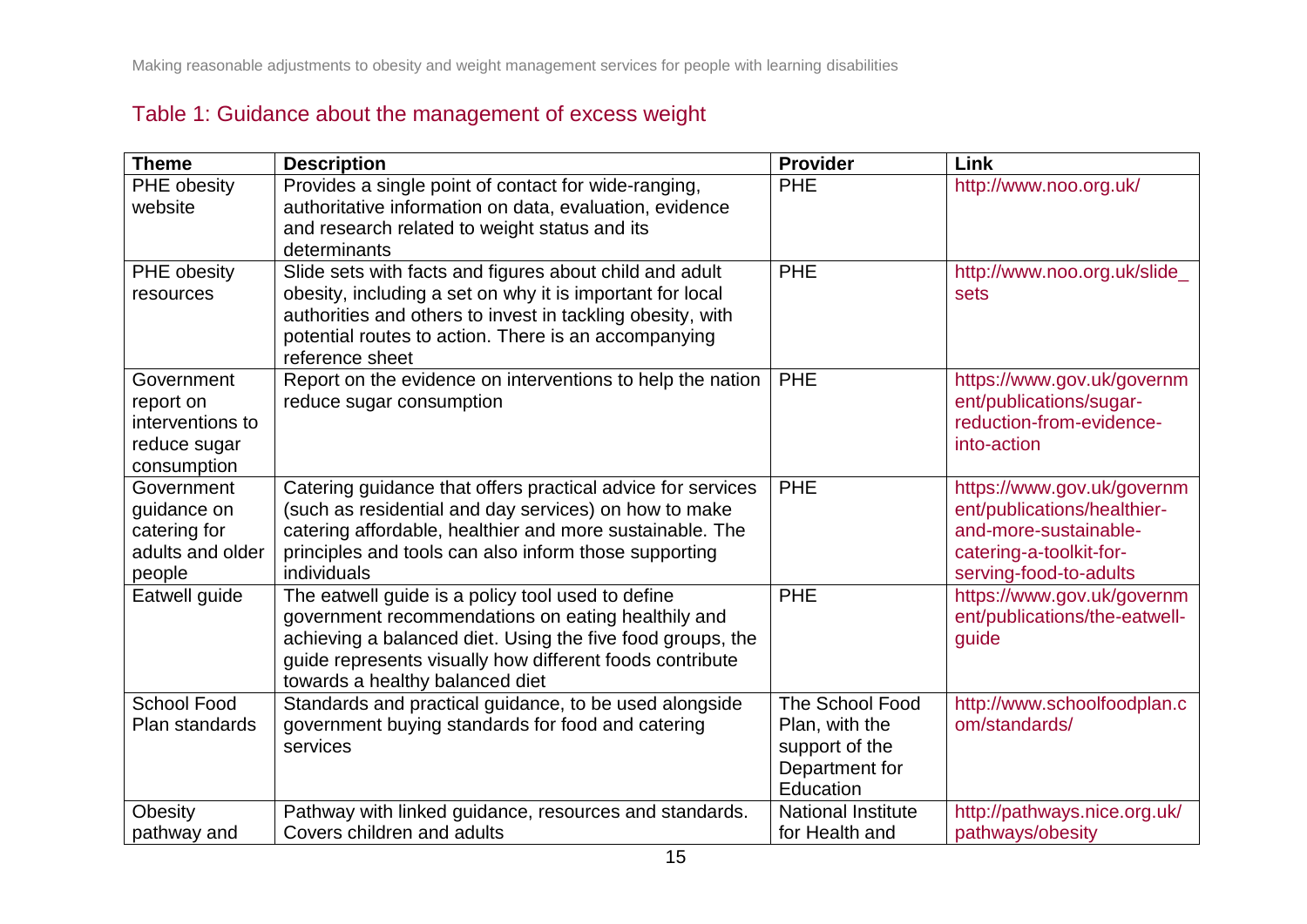## Table 1: Guidance about the management of excess weight

| Theme | Description | Provider | Link |
|---|---|---|---|
| PHE obesity website | Provides a single point of contact for wide-ranging, authoritative information on data, evaluation, evidence and research related to weight status and its determinants | PHE | http://www.noo.org.uk/ |
| PHE obesity resources | Slide sets with facts and figures about child and adult obesity, including a set on why it is important for local authorities and others to invest in tackling obesity, with potential routes to action. There is an accompanying reference sheet | PHE | http://www.noo.org.uk/slide_sets |
| Government report on interventions to reduce sugar consumption | Report on the evidence on interventions to help the nation reduce sugar consumption | PHE | https://www.gov.uk/government/publications/sugar-reduction-from-evidence-into-action |
| Government guidance on catering for adults and older people | Catering guidance that offers practical advice for services (such as residential and day services) on how to make catering affordable, healthier and more sustainable. The principles and tools can also inform those supporting individuals | PHE | https://www.gov.uk/government/publications/healthier-and-more-sustainable-catering-a-toolkit-for-serving-food-to-adults |
| Eatwell guide | The eatwell guide is a policy tool used to define government recommendations on eating healthily and achieving a balanced diet. Using the five food groups, the guide represents visually how different foods contribute towards a healthy balanced diet | PHE | https://www.gov.uk/government/publications/the-eatwell-guide |
| School Food Plan standards | Standards and practical guidance, to be used alongside government buying standards for food and catering services | The School Food Plan, with the support of the Department for Education | http://www.schoolfoodplan.com/standards/ |
| Obesity pathway and | Pathway with linked guidance, resources and standards. Covers children and adults | National Institute for Health and | http://pathways.nice.org.uk/pathways/obesity |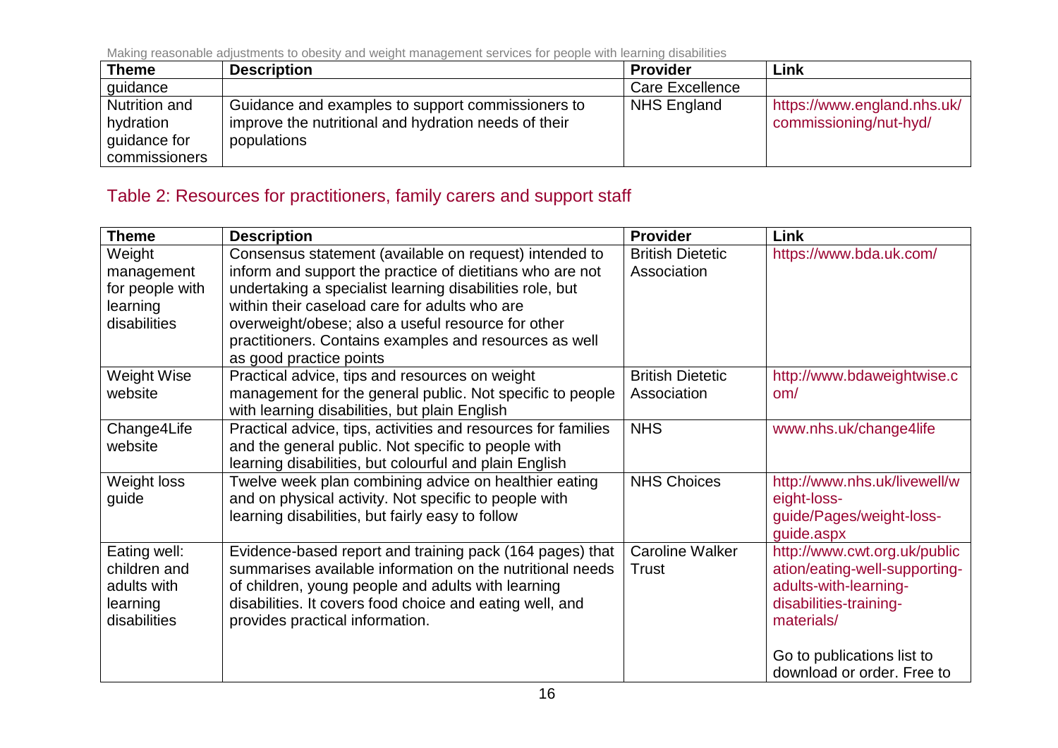| Theme | Description | Provider | Link |
|---|---|---|---|
| guidance | | Care Excellence | |
| Nutrition and hydration guidance for commissioners | Guidance and examples to support commissioners to improve the nutritional and hydration needs of their populations | NHS England | https://www.england.nhs.uk/commissioning/nut-hyd/ |

## Table 2: Resources for practitioners, family carers and support staff

| Theme | Description | Provider | Link |
|---|---|---|---|
| Weight management for people with learning disabilities | Consensus statement (available on request) intended to inform and support the practice of dietitians who are not undertaking a specialist learning disabilities role, but within their caseload care for adults who are overweight/obese; also a useful resource for other practitioners. Contains examples and resources as well as good practice points | British Dietetic Association | https://www.bda.uk.com/ |
| Weight Wise website | Practical advice, tips and resources on weight management for the general public. Not specific to people with learning disabilities, but plain English | British Dietetic Association | http://www.bdaweightwise.com/ |
| Change4Life website | Practical advice, tips, activities and resources for families and the general public. Not specific to people with learning disabilities, but colourful and plain English | NHS | www.nhs.uk/change4life |
| Weight loss guide | Twelve week plan combining advice on healthier eating and on physical activity. Not specific to people with learning disabilities, but fairly easy to follow | NHS Choices | http://www.nhs.uk/livewell/weight-loss-guide/Pages/weight-loss-guide.aspx |
| Eating well: children and adults with learning disabilities | Evidence-based report and training pack (164 pages) that summarises available information on the nutritional needs of children, young people and adults with learning disabilities. It covers food choice and eating well, and provides practical information. | Caroline Walker Trust | http://www.cwt.org.uk/publication/eating-well-supporting-adults-with-learning-disabilities-training-materials/<br><br>Go to publications list to download or order. Free to |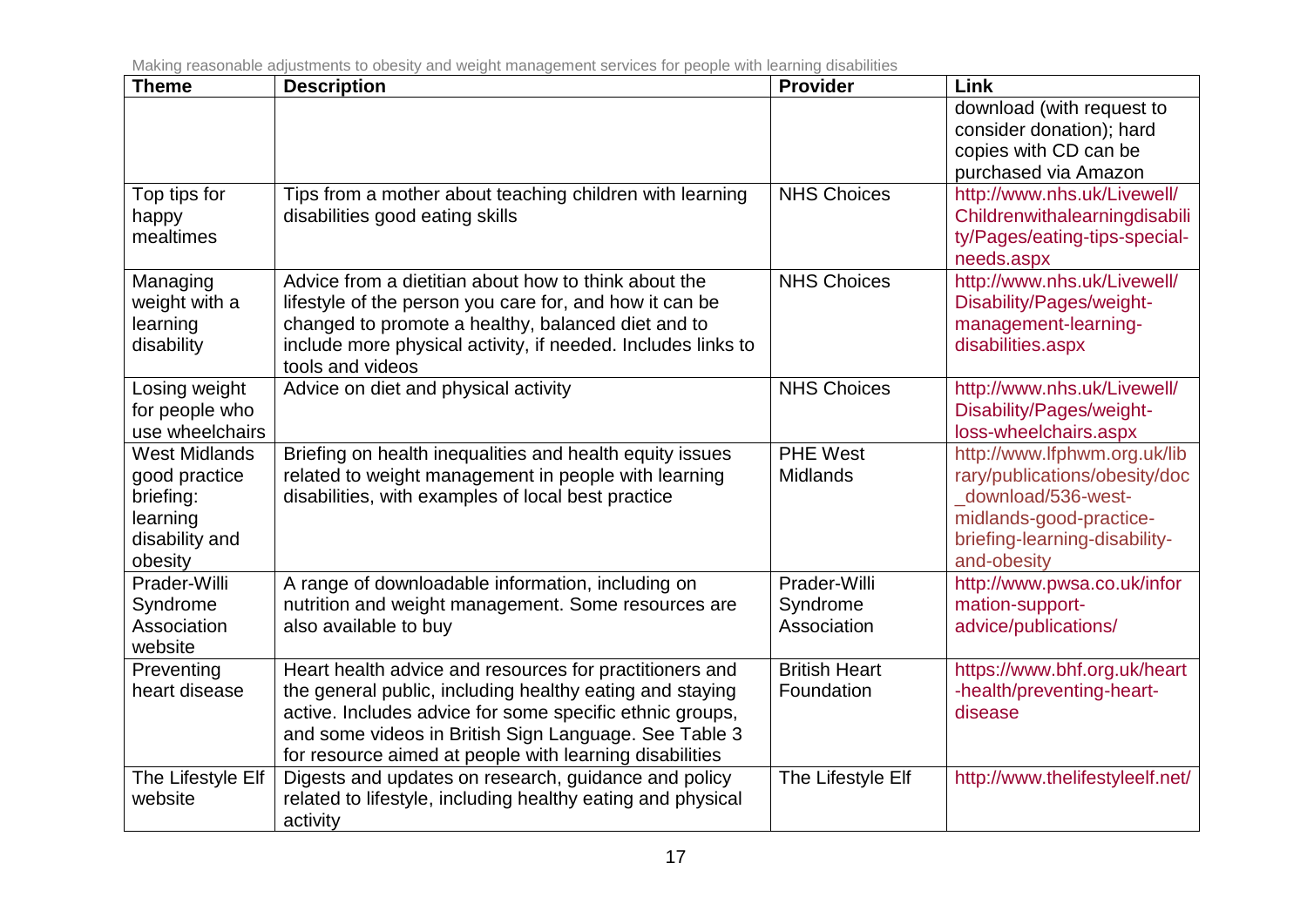| Theme | Description | Provider | Link |
|---|---|---|---|
| | | | download (with request to consider donation); hard copies with CD can be purchased via Amazon |
| Top tips for happy mealtimes | Tips from a mother about teaching children with learning disabilities good eating skills | NHS Choices | http://www.nhs.uk/Livewell/Childrenwithalearningdisability/Pages/eating-tips-special-needs.aspx |
| Managing weight with a learning disability | Advice from a dietitian about how to think about the lifestyle of the person you care for, and how it can be changed to promote a healthy, balanced diet and to include more physical activity, if needed. Includes links to tools and videos | NHS Choices | http://www.nhs.uk/Livewell/Disability/Pages/weight-management-learning-disabilities.aspx |
| Losing weight for people who use wheelchairs | Advice on diet and physical activity | NHS Choices | http://www.nhs.uk/Livewell/Disability/Pages/weight-loss-wheelchairs.aspx |
| West Midlands good practice briefing: learning disability and obesity | Briefing on health inequalities and health equity issues related to weight management in people with learning disabilities, with examples of local best practice | PHE West Midlands | http://www.lfphwm.org.uk/library/publications/obesity/doc_download/536-west-midlands-good-practice-briefing-learning-disability-and-obesity |
| Prader-Willi Syndrome Association website | A range of downloadable information, including on nutrition and weight management. Some resources are also available to buy | Prader-Willi Syndrome Association | http://www.pwsa.co.uk/information-support-advice/publications/ |
| Preventing heart disease | Heart health advice and resources for practitioners and the general public, including healthy eating and staying active. Includes advice for some specific ethnic groups, and some videos in British Sign Language. See Table 3 for resource aimed at people with learning disabilities | British Heart Foundation | https://www.bhf.org.uk/heart-health/preventing-heart-disease |
| The Lifestyle Elf website | Digests and updates on research, guidance and policy related to lifestyle, including healthy eating and physical activity | The Lifestyle Elf | http://www.thelifestyleelf.net/ |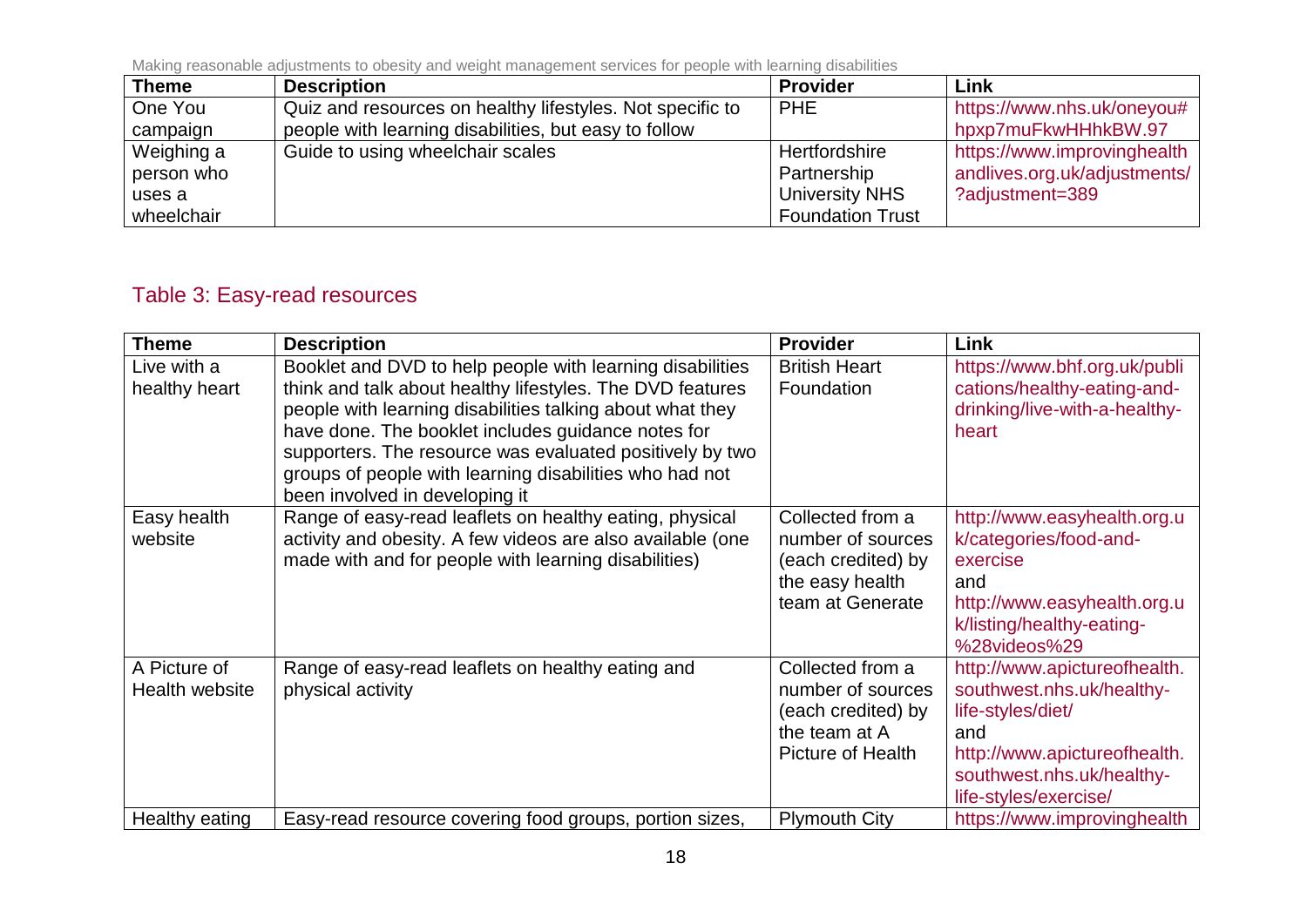| Theme | Description | Provider | Link |
|---|---|---|---|
| One You campaign | Quiz and resources on healthy lifestyles. Not specific to people with learning disabilities, but easy to follow | PHE | https://www.nhs.uk/oneyou#hpxp7muFkwHHhkBW.97 |
| Weighing a person who uses a wheelchair | Guide to using wheelchair scales | Hertfordshire Partnership University NHS Foundation Trust | https://www.improvinghealthandlives.org.uk/adjustments/?adjustment=389 |

## Table 3: Easy-read resources

| Theme | Description | Provider | Link |
|---|---|---|---|
| Live with a healthy heart | Booklet and DVD to help people with learning disabilities think and talk about healthy lifestyles. The DVD features people with learning disabilities talking about what they have done. The booklet includes guidance notes for supporters. The resource was evaluated positively by two groups of people with learning disabilities who had not been involved in developing it | British Heart Foundation | https://www.bhf.org.uk/publications/healthy-eating-and-drinking/live-with-a-healthy-heart |
| Easy health website | Range of easy-read leaflets on healthy eating, physical activity and obesity. A few videos are also available (one made with and for people with learning disabilities) | Collected from a number of sources (each credited) by the easy health team at Generate | http://www.easyhealth.org.uk/categories/food-and-exercise and http://www.easyhealth.org.uk/listing/healthy-eating-%28videos%29 |
| A Picture of Health website | Range of easy-read leaflets on healthy eating and physical activity | Collected from a number of sources (each credited) by the team at A Picture of Health | http://www.apictureofhealth.southwest.nhs.uk/healthy-life-styles/diet/ and http://www.apictureofhealth.southwest.nhs.uk/healthy-life-styles/exercise/ |
| Healthy eating | Easy-read resource covering food groups, portion sizes, | Plymouth City | https://www.improvinghealth |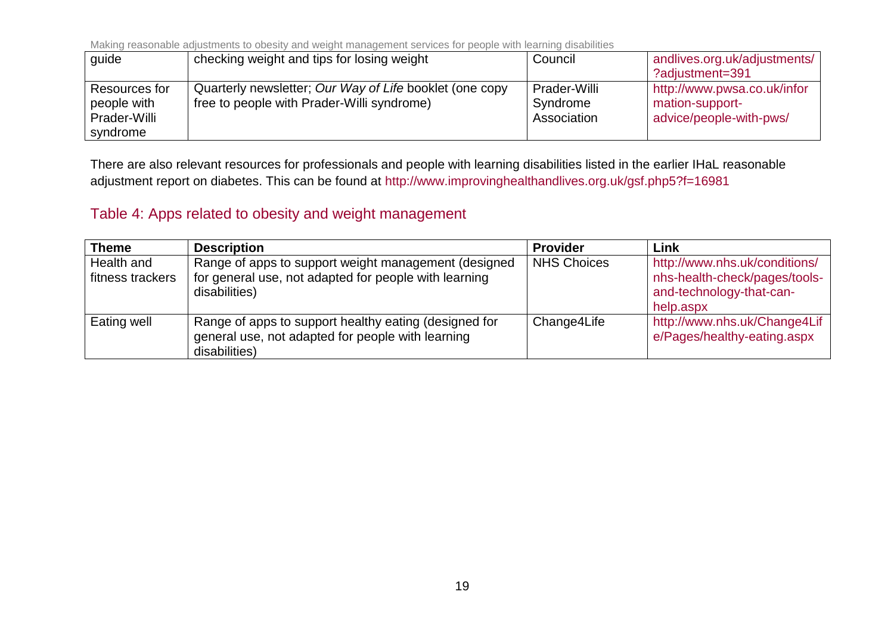| guide | checking weight and tips for losing weight | Council | andlives.org.uk/adjustments/?adjustment=391 |
|---|---|---|---|
| Resources for people with Prader-Willi syndrome | Quarterly newsletter; *Our Way of Life* booklet (one copy free to people with Prader-Willi syndrome) | Prader-Willi Syndrome Association | http://www.pwsa.co.uk/information-support-advice/people-with-pws/ |

There are also relevant resources for professionals and people with learning disabilities listed in the earlier IHaL reasonable adjustment report on diabetes. This can be found at http://www.improvinghealthandlives.org.uk/gsf.php5?f=16981

## Table 4: Apps related to obesity and weight management

| Theme | Description | Provider | Link |
|---|---|---|---|
| Health and fitness trackers | Range of apps to support weight management (designed for general use, not adapted for people with learning disabilities) | NHS Choices | http://www.nhs.uk/conditions/nhs-health-check/pages/tools-and-technology-that-can-help.aspx |
| Eating well | Range of apps to support healthy eating (designed for general use, not adapted for people with learning disabilities) | Change4Life | http://www.nhs.uk/Change4Life/Pages/healthy-eating.aspx |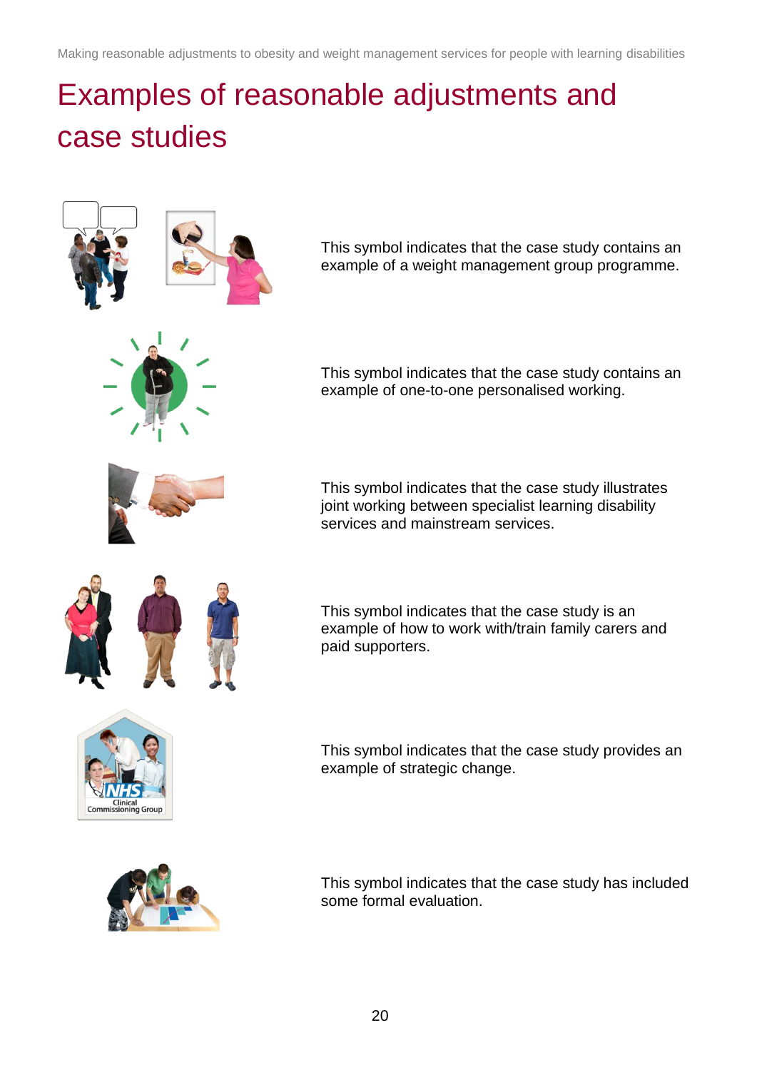# Examples of reasonable adjustments and case studies

This symbol indicates that the case study contains an example of a weight management group programme.

This symbol indicates that the case study contains an example of one-to-one personalised working.

This symbol indicates that the case study illustrates joint working between specialist learning disability services and mainstream services.

This symbol indicates that the case study is an example of how to work with/train family carers and paid supporters.

This symbol indicates that the case study provides an example of strategic change.

This symbol indicates that the case study has included some formal evaluation.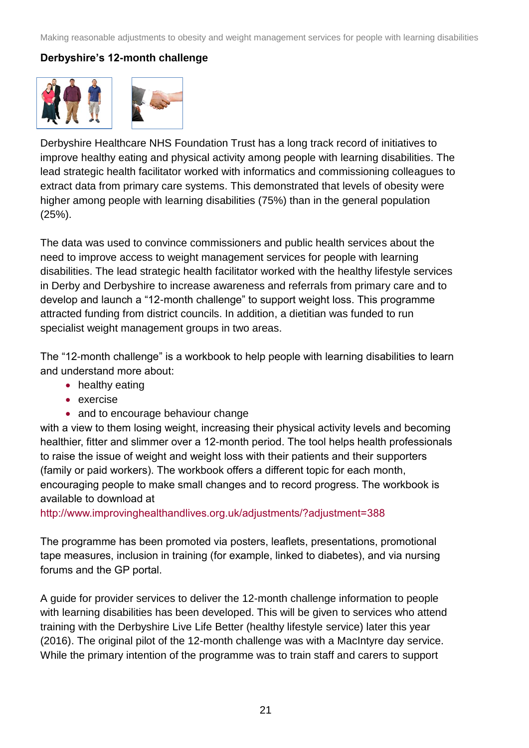### Derbyshire's 12-month challenge

Derbyshire Healthcare NHS Foundation Trust has a long track record of initiatives to improve healthy eating and physical activity among people with learning disabilities. The lead strategic health facilitator worked with informatics and commissioning colleagues to extract data from primary care systems. This demonstrated that levels of obesity were higher among people with learning disabilities (75%) than in the general population (25%).

The data was used to convince commissioners and public health services about the need to improve access to weight management services for people with learning disabilities. The lead strategic health facilitator worked with the healthy lifestyle services in Derby and Derbyshire to increase awareness and referrals from primary care and to develop and launch a "12-month challenge" to support weight loss. This programme attracted funding from district councils. In addition, a dietitian was funded to run specialist weight management groups in two areas.

The "12-month challenge" is a workbook to help people with learning disabilities to learn and understand more about:

- healthy eating
- exercise
- and to encourage behaviour change

with a view to them losing weight, increasing their physical activity levels and becoming healthier, fitter and slimmer over a 12-month period. The tool helps health professionals to raise the issue of weight and weight loss with their patients and their supporters (family or paid workers). The workbook offers a different topic for each month, encouraging people to make small changes and to record progress. The workbook is available to download at http://www.improvinghealthandlives.org.uk/adjustments/?adjustment=388

The programme has been promoted via posters, leaflets, presentations, promotional tape measures, inclusion in training (for example, linked to diabetes), and via nursing forums and the GP portal.

A guide for provider services to deliver the 12-month challenge information to people with learning disabilities has been developed. This will be given to services who attend training with the Derbyshire Live Life Better (healthy lifestyle service) later this year (2016). The original pilot of the 12-month challenge was with a MacIntyre day service. While the primary intention of the programme was to train staff and carers to support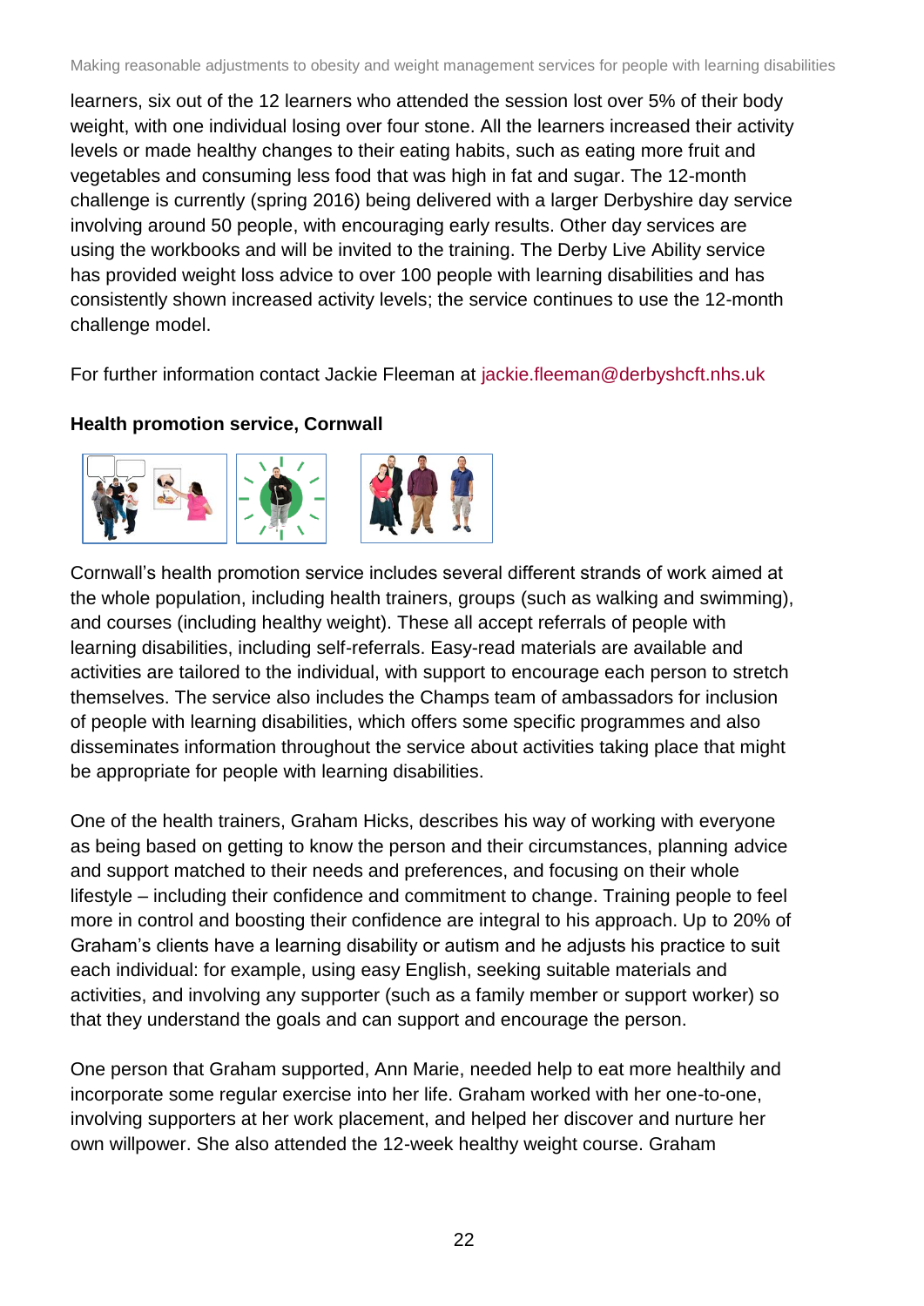learners, six out of the 12 learners who attended the session lost over 5% of their body weight, with one individual losing over four stone. All the learners increased their activity levels or made healthy changes to their eating habits, such as eating more fruit and vegetables and consuming less food that was high in fat and sugar. The 12-month challenge is currently (spring 2016) being delivered with a larger Derbyshire day service involving around 50 people, with encouraging early results. Other day services are using the workbooks and will be invited to the training. The Derby Live Ability service has provided weight loss advice to over 100 people with learning disabilities and has consistently shown increased activity levels; the service continues to use the 12-month challenge model.

For further information contact Jackie Fleeman at jackie.fleeman@derbyshcft.nhs.uk

**Health promotion service, Cornwall**

Cornwall's health promotion service includes several different strands of work aimed at the whole population, including health trainers, groups (such as walking and swimming), and courses (including healthy weight). These all accept referrals of people with learning disabilities, including self-referrals. Easy-read materials are available and activities are tailored to the individual, with support to encourage each person to stretch themselves. The service also includes the Champs team of ambassadors for inclusion of people with learning disabilities, which offers some specific programmes and also disseminates information throughout the service about activities taking place that might be appropriate for people with learning disabilities.

One of the health trainers, Graham Hicks, describes his way of working with everyone as being based on getting to know the person and their circumstances, planning advice and support matched to their needs and preferences, and focusing on their whole lifestyle – including their confidence and commitment to change. Training people to feel more in control and boosting their confidence are integral to his approach. Up to 20% of Graham's clients have a learning disability or autism and he adjusts his practice to suit each individual: for example, using easy English, seeking suitable materials and activities, and involving any supporter (such as a family member or support worker) so that they understand the goals and can support and encourage the person.

One person that Graham supported, Ann Marie, needed help to eat more healthily and incorporate some regular exercise into her life. Graham worked with her one-to-one, involving supporters at her work placement, and helped her discover and nurture her own willpower. She also attended the 12-week healthy weight course. Graham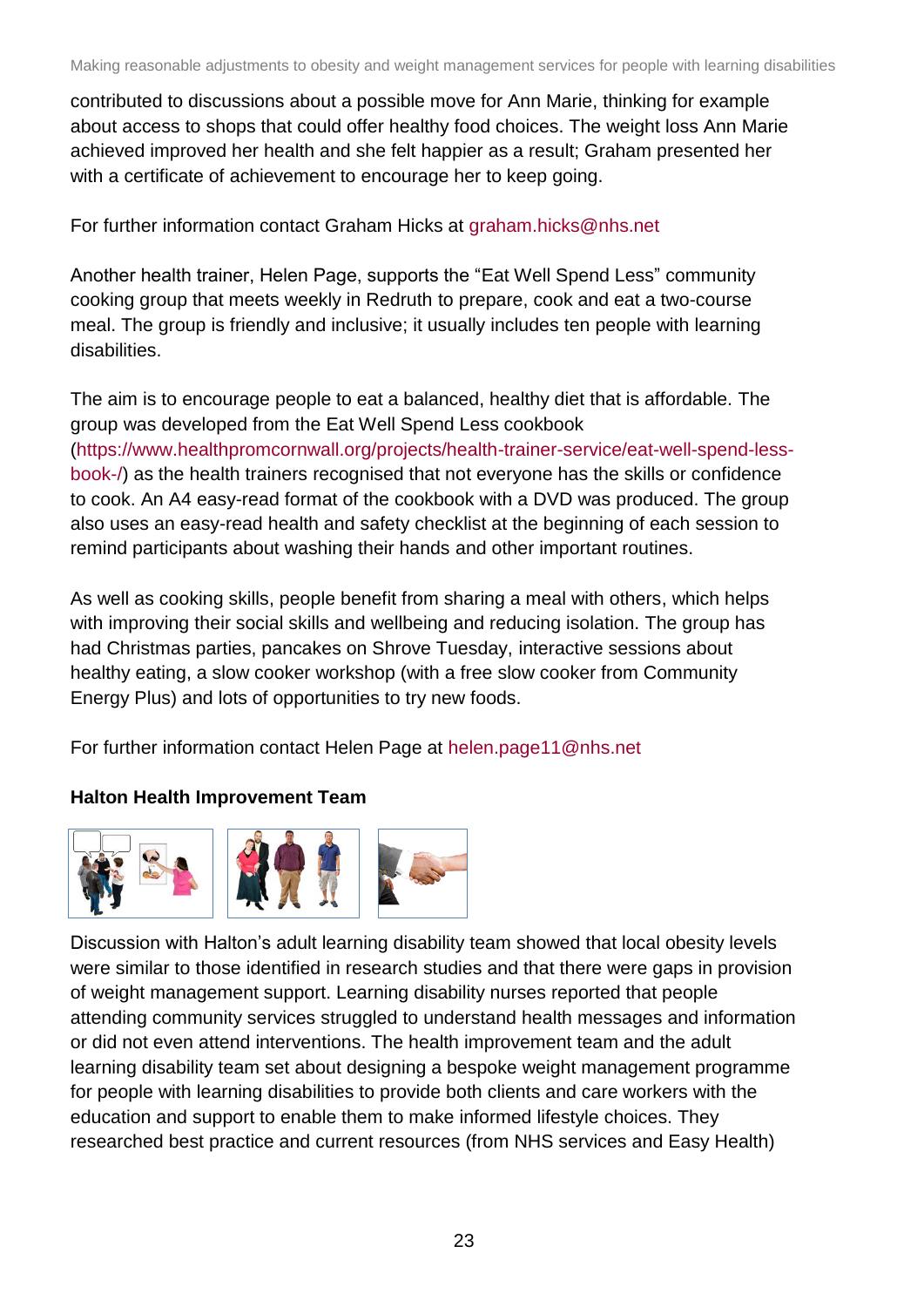contributed to discussions about a possible move for Ann Marie, thinking for example about access to shops that could offer healthy food choices. The weight loss Ann Marie achieved improved her health and she felt happier as a result; Graham presented her with a certificate of achievement to encourage her to keep going.

For further information contact Graham Hicks at graham.hicks@nhs.net

Another health trainer, Helen Page, supports the "Eat Well Spend Less" community cooking group that meets weekly in Redruth to prepare, cook and eat a two-course meal. The group is friendly and inclusive; it usually includes ten people with learning disabilities.

The aim is to encourage people to eat a balanced, healthy diet that is affordable. The group was developed from the Eat Well Spend Less cookbook (https://www.healthpromcornwall.org/projects/health-trainer-service/eat-well-spend-less-book-/) as the health trainers recognised that not everyone has the skills or confidence to cook. An A4 easy-read format of the cookbook with a DVD was produced. The group also uses an easy-read health and safety checklist at the beginning of each session to remind participants about washing their hands and other important routines.

As well as cooking skills, people benefit from sharing a meal with others, which helps with improving their social skills and wellbeing and reducing isolation. The group has had Christmas parties, pancakes on Shrove Tuesday, interactive sessions about healthy eating, a slow cooker workshop (with a free slow cooker from Community Energy Plus) and lots of opportunities to try new foods.

For further information contact Helen Page at helen.page11@nhs.net

**Halton Health Improvement Team**

Discussion with Halton's adult learning disability team showed that local obesity levels were similar to those identified in research studies and that there were gaps in provision of weight management support. Learning disability nurses reported that people attending community services struggled to understand health messages and information or did not even attend interventions. The health improvement team and the adult learning disability team set about designing a bespoke weight management programme for people with learning disabilities to provide both clients and care workers with the education and support to enable them to make informed lifestyle choices. They researched best practice and current resources (from NHS services and Easy Health)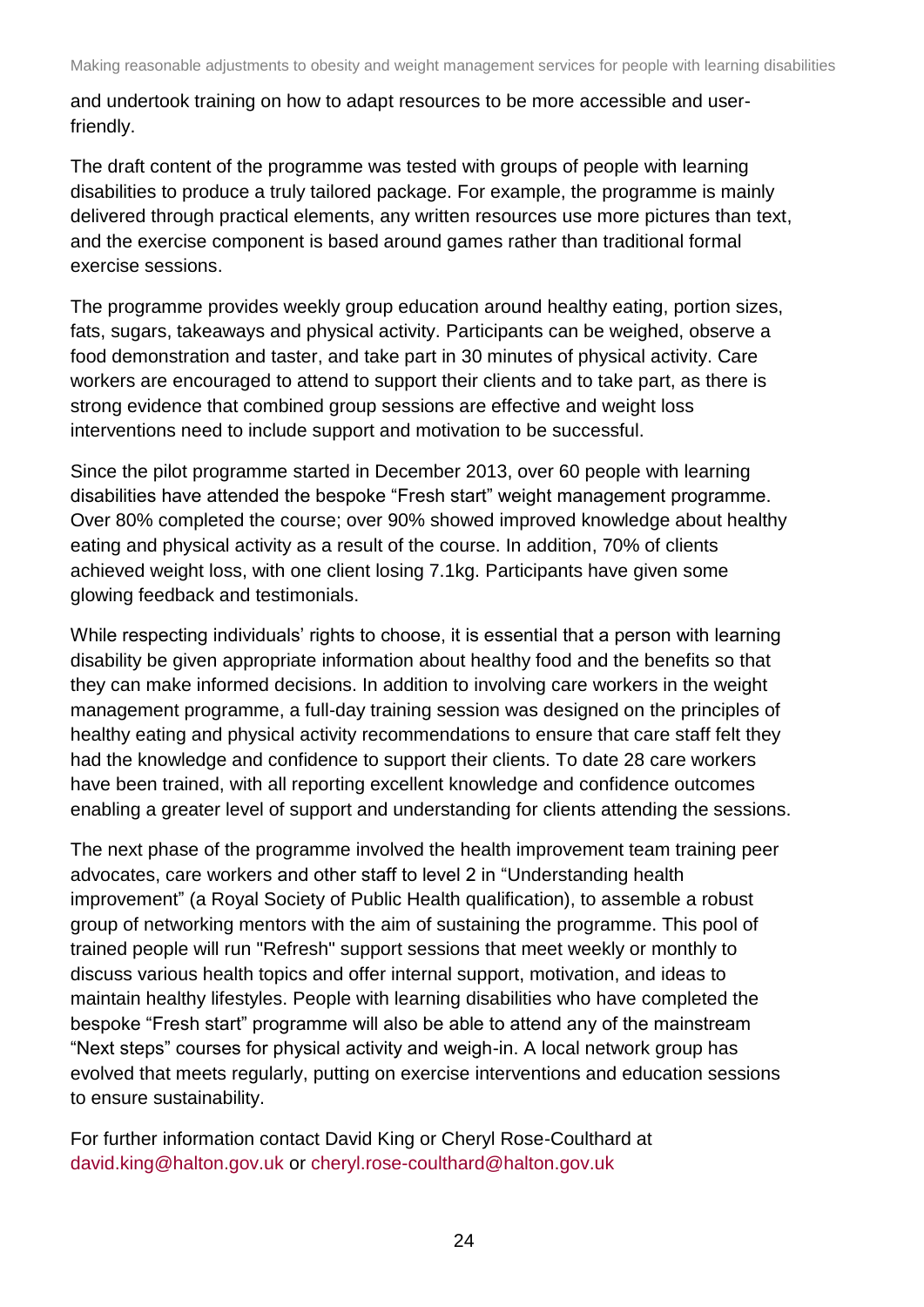and undertook training on how to adapt resources to be more accessible and user-friendly.

The draft content of the programme was tested with groups of people with learning disabilities to produce a truly tailored package. For example, the programme is mainly delivered through practical elements, any written resources use more pictures than text, and the exercise component is based around games rather than traditional formal exercise sessions.

The programme provides weekly group education around healthy eating, portion sizes, fats, sugars, takeaways and physical activity. Participants can be weighed, observe a food demonstration and taster, and take part in 30 minutes of physical activity. Care workers are encouraged to attend to support their clients and to take part, as there is strong evidence that combined group sessions are effective and weight loss interventions need to include support and motivation to be successful.

Since the pilot programme started in December 2013, over 60 people with learning disabilities have attended the bespoke "Fresh start" weight management programme. Over 80% completed the course; over 90% showed improved knowledge about healthy eating and physical activity as a result of the course. In addition, 70% of clients achieved weight loss, with one client losing 7.1kg. Participants have given some glowing feedback and testimonials.

While respecting individuals' rights to choose, it is essential that a person with learning disability be given appropriate information about healthy food and the benefits so that they can make informed decisions. In addition to involving care workers in the weight management programme, a full-day training session was designed on the principles of healthy eating and physical activity recommendations to ensure that care staff felt they had the knowledge and confidence to support their clients. To date 28 care workers have been trained, with all reporting excellent knowledge and confidence outcomes enabling a greater level of support and understanding for clients attending the sessions.

The next phase of the programme involved the health improvement team training peer advocates, care workers and other staff to level 2 in "Understanding health improvement" (a Royal Society of Public Health qualification), to assemble a robust group of networking mentors with the aim of sustaining the programme. This pool of trained people will run "Refresh" support sessions that meet weekly or monthly to discuss various health topics and offer internal support, motivation, and ideas to maintain healthy lifestyles. People with learning disabilities who have completed the bespoke "Fresh start" programme will also be able to attend any of the mainstream "Next steps" courses for physical activity and weigh-in. A local network group has evolved that meets regularly, putting on exercise interventions and education sessions to ensure sustainability.

For further information contact David King or Cheryl Rose-Coulthard at david.king@halton.gov.uk or cheryl.rose-coulthard@halton.gov.uk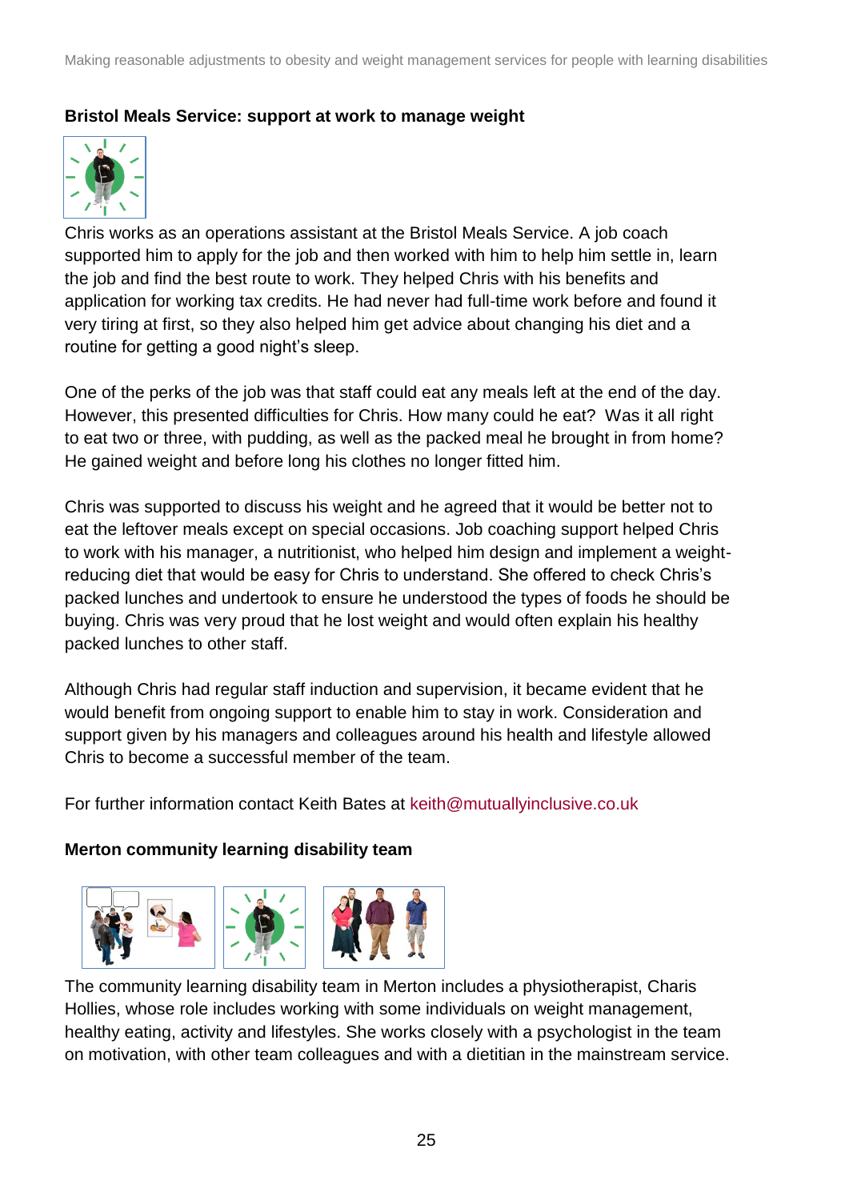**Bristol Meals Service: support at work to manage weight**

Chris works as an operations assistant at the Bristol Meals Service. A job coach supported him to apply for the job and then worked with him to help him settle in, learn the job and find the best route to work. They helped Chris with his benefits and application for working tax credits. He had never had full-time work before and found it very tiring at first, so they also helped him get advice about changing his diet and a routine for getting a good night's sleep.

One of the perks of the job was that staff could eat any meals left at the end of the day. However, this presented difficulties for Chris. How many could he eat? Was it all right to eat two or three, with pudding, as well as the packed meal he brought in from home? He gained weight and before long his clothes no longer fitted him.

Chris was supported to discuss his weight and he agreed that it would be better not to eat the leftover meals except on special occasions. Job coaching support helped Chris to work with his manager, a nutritionist, who helped him design and implement a weight-reducing diet that would be easy for Chris to understand. She offered to check Chris's packed lunches and undertook to ensure he understood the types of foods he should be buying. Chris was very proud that he lost weight and would often explain his healthy packed lunches to other staff.

Although Chris had regular staff induction and supervision, it became evident that he would benefit from ongoing support to enable him to stay in work. Consideration and support given by his managers and colleagues around his health and lifestyle allowed Chris to become a successful member of the team.

For further information contact Keith Bates at keith@mutuallyinclusive.co.uk

**Merton community learning disability team**

The community learning disability team in Merton includes a physiotherapist, Charis Hollies, whose role includes working with some individuals on weight management, healthy eating, activity and lifestyles. She works closely with a psychologist in the team on motivation, with other team colleagues and with a dietitian in the mainstream service.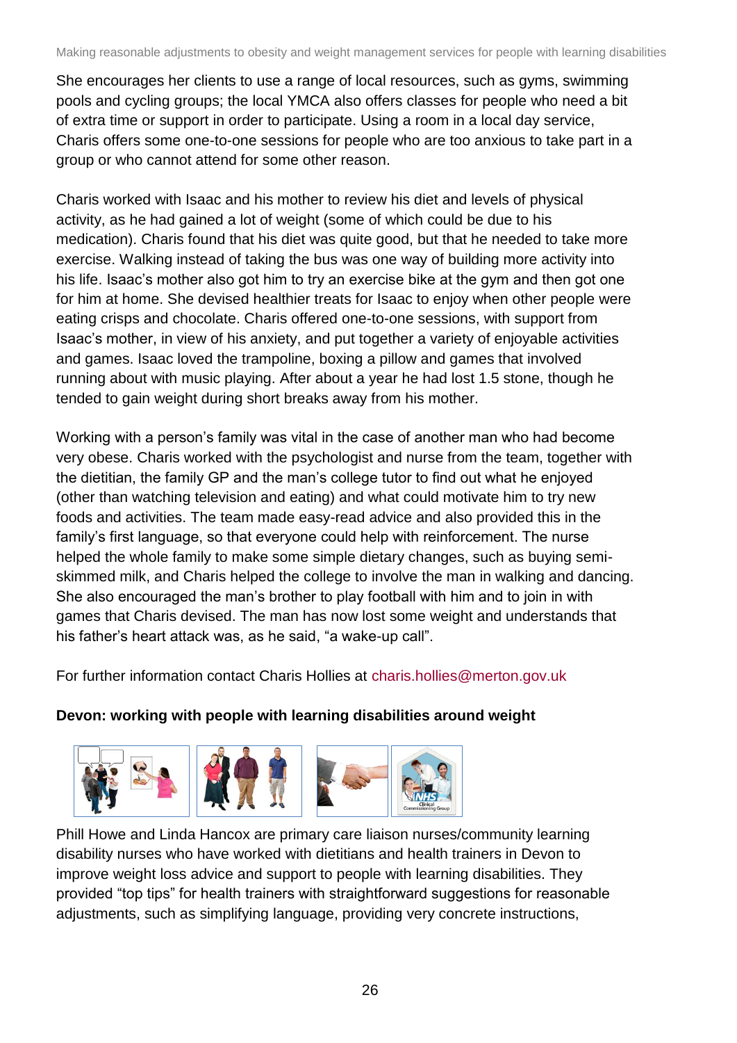She encourages her clients to use a range of local resources, such as gyms, swimming pools and cycling groups; the local YMCA also offers classes for people who need a bit of extra time or support in order to participate. Using a room in a local day service, Charis offers some one-to-one sessions for people who are too anxious to take part in a group or who cannot attend for some other reason.

Charis worked with Isaac and his mother to review his diet and levels of physical activity, as he had gained a lot of weight (some of which could be due to his medication). Charis found that his diet was quite good, but that he needed to take more exercise. Walking instead of taking the bus was one way of building more activity into his life. Isaac's mother also got him to try an exercise bike at the gym and then got one for him at home. She devised healthier treats for Isaac to enjoy when other people were eating crisps and chocolate. Charis offered one-to-one sessions, with support from Isaac's mother, in view of his anxiety, and put together a variety of enjoyable activities and games. Isaac loved the trampoline, boxing a pillow and games that involved running about with music playing. After about a year he had lost 1.5 stone, though he tended to gain weight during short breaks away from his mother.

Working with a person's family was vital in the case of another man who had become very obese. Charis worked with the psychologist and nurse from the team, together with the dietitian, the family GP and the man's college tutor to find out what he enjoyed (other than watching television and eating) and what could motivate him to try new foods and activities. The team made easy-read advice and also provided this in the family's first language, so that everyone could help with reinforcement. The nurse helped the whole family to make some simple dietary changes, such as buying semi-skimmed milk, and Charis helped the college to involve the man in walking and dancing. She also encouraged the man's brother to play football with him and to join in with games that Charis devised. The man has now lost some weight and understands that his father's heart attack was, as he said, "a wake-up call".

For further information contact Charis Hollies at charis.hollies@merton.gov.uk

**Devon: working with people with learning disabilities around weight**

Phill Howe and Linda Hancox are primary care liaison nurses/community learning disability nurses who have worked with dietitians and health trainers in Devon to improve weight loss advice and support to people with learning disabilities. They provided "top tips" for health trainers with straightforward suggestions for reasonable adjustments, such as simplifying language, providing very concrete instructions,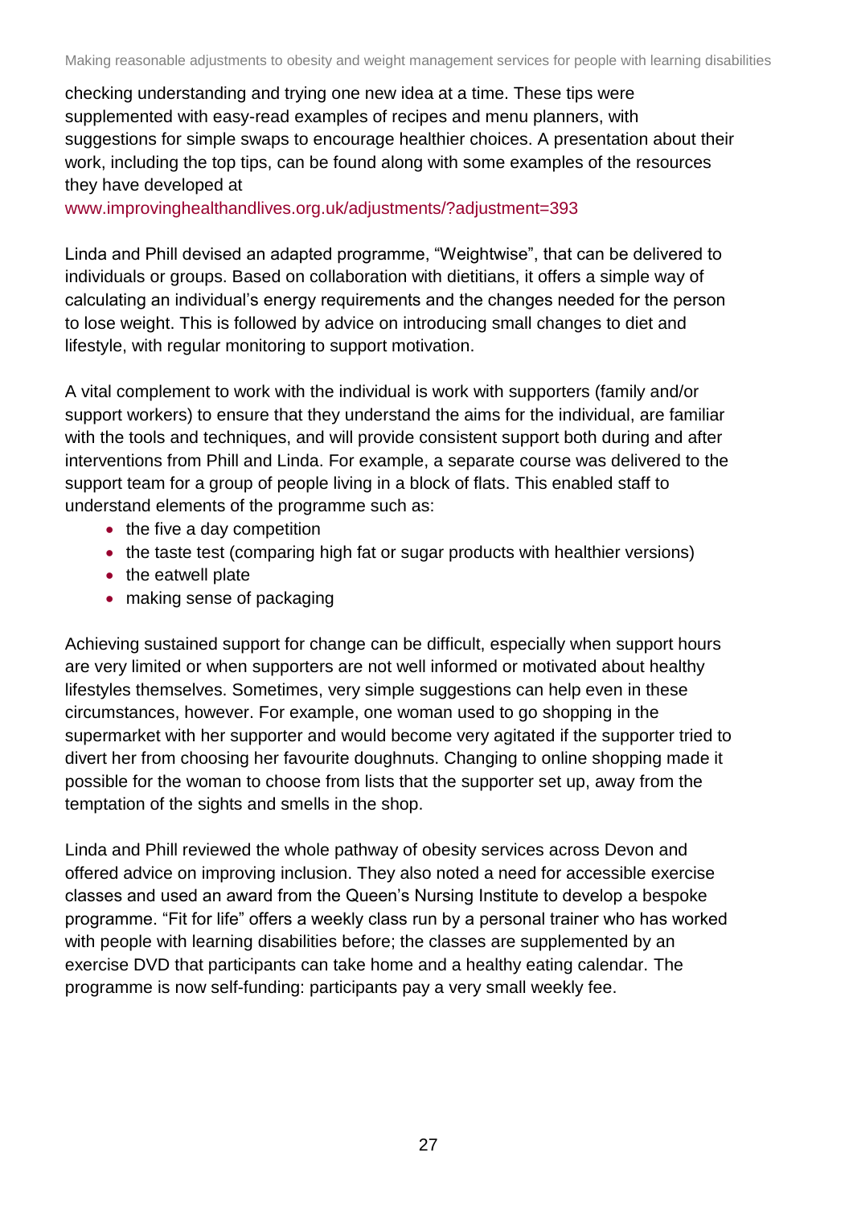checking understanding and trying one new idea at a time. These tips were supplemented with easy-read examples of recipes and menu planners, with suggestions for simple swaps to encourage healthier choices. A presentation about their work, including the top tips, can be found along with some examples of the resources they have developed at www.improvinghealthandlives.org.uk/adjustments/?adjustment=393

Linda and Phill devised an adapted programme, "Weightwise", that can be delivered to individuals or groups. Based on collaboration with dietitians, it offers a simple way of calculating an individual's energy requirements and the changes needed for the person to lose weight. This is followed by advice on introducing small changes to diet and lifestyle, with regular monitoring to support motivation.

A vital complement to work with the individual is work with supporters (family and/or support workers) to ensure that they understand the aims for the individual, are familiar with the tools and techniques, and will provide consistent support both during and after interventions from Phill and Linda. For example, a separate course was delivered to the support team for a group of people living in a block of flats. This enabled staff to understand elements of the programme such as:

- the five a day competition
- the taste test (comparing high fat or sugar products with healthier versions)
- the eatwell plate
- making sense of packaging

Achieving sustained support for change can be difficult, especially when support hours are very limited or when supporters are not well informed or motivated about healthy lifestyles themselves. Sometimes, very simple suggestions can help even in these circumstances, however. For example, one woman used to go shopping in the supermarket with her supporter and would become very agitated if the supporter tried to divert her from choosing her favourite doughnuts. Changing to online shopping made it possible for the woman to choose from lists that the supporter set up, away from the temptation of the sights and smells in the shop.

Linda and Phill reviewed the whole pathway of obesity services across Devon and offered advice on improving inclusion. They also noted a need for accessible exercise classes and used an award from the Queen's Nursing Institute to develop a bespoke programme. "Fit for life" offers a weekly class run by a personal trainer who has worked with people with learning disabilities before; the classes are supplemented by an exercise DVD that participants can take home and a healthy eating calendar. The programme is now self-funding: participants pay a very small weekly fee.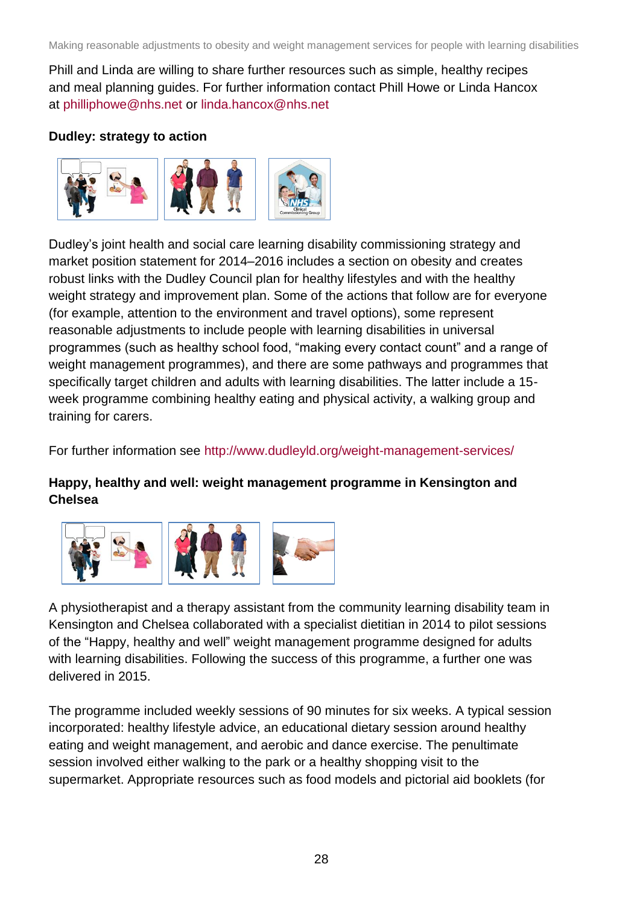Phill and Linda are willing to share further resources such as simple, healthy recipes and meal planning guides. For further information contact Phill Howe or Linda Hancox at philliphowe@nhs.net or linda.hancox@nhs.net

**Dudley: strategy to action**

Dudley's joint health and social care learning disability commissioning strategy and market position statement for 2014–2016 includes a section on obesity and creates robust links with the Dudley Council plan for healthy lifestyles and with the healthy weight strategy and improvement plan. Some of the actions that follow are for everyone (for example, attention to the environment and travel options), some represent reasonable adjustments to include people with learning disabilities in universal programmes (such as healthy school food, "making every contact count" and a range of weight management programmes), and there are some pathways and programmes that specifically target children and adults with learning disabilities. The latter include a 15-week programme combining healthy eating and physical activity, a walking group and training for carers.

For further information see http://www.dudleyld.org/weight-management-services/

**Happy, healthy and well: weight management programme in Kensington and Chelsea**

A physiotherapist and a therapy assistant from the community learning disability team in Kensington and Chelsea collaborated with a specialist dietitian in 2014 to pilot sessions of the "Happy, healthy and well" weight management programme designed for adults with learning disabilities. Following the success of this programme, a further one was delivered in 2015.

The programme included weekly sessions of 90 minutes for six weeks. A typical session incorporated: healthy lifestyle advice, an educational dietary session around healthy eating and weight management, and aerobic and dance exercise. The penultimate session involved either walking to the park or a healthy shopping visit to the supermarket. Appropriate resources such as food models and pictorial aid booklets (for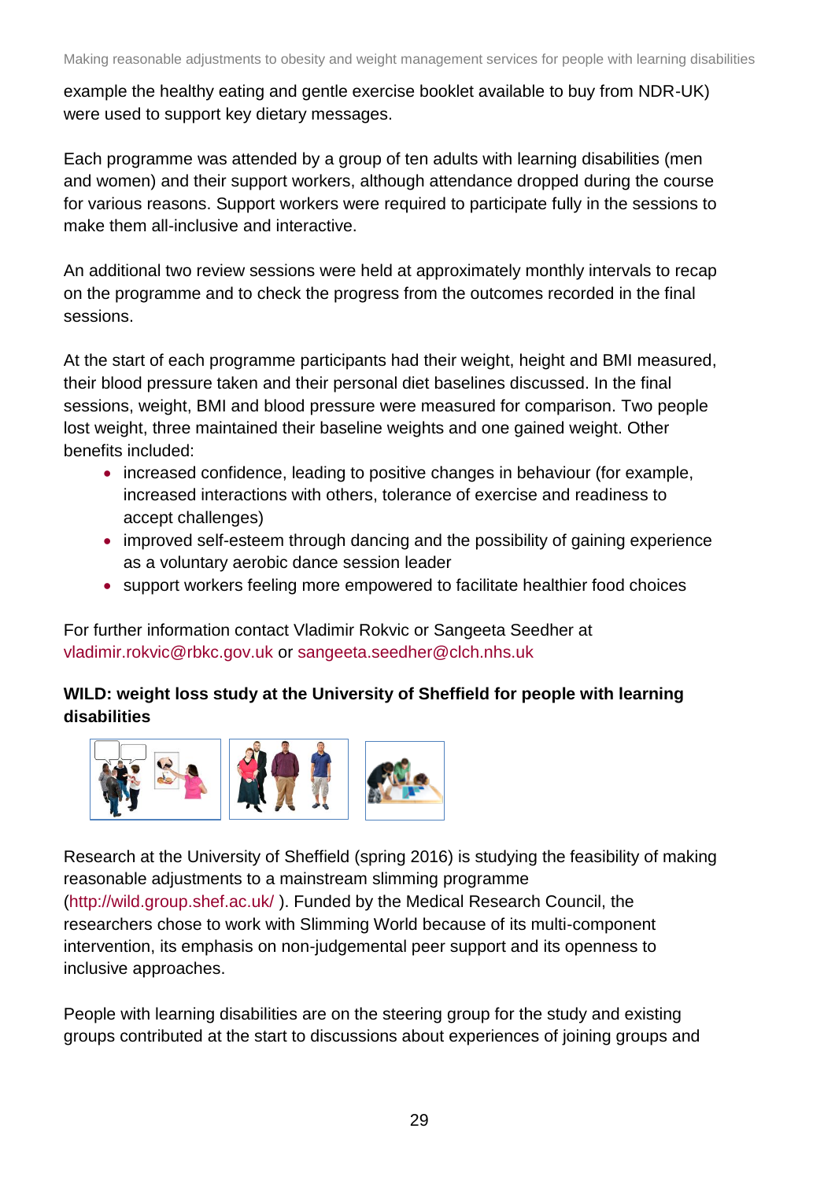example the healthy eating and gentle exercise booklet available to buy from NDR-UK) were used to support key dietary messages.

Each programme was attended by a group of ten adults with learning disabilities (men and women) and their support workers, although attendance dropped during the course for various reasons. Support workers were required to participate fully in the sessions to make them all-inclusive and interactive.

An additional two review sessions were held at approximately monthly intervals to recap on the programme and to check the progress from the outcomes recorded in the final sessions.

At the start of each programme participants had their weight, height and BMI measured, their blood pressure taken and their personal diet baselines discussed. In the final sessions, weight, BMI and blood pressure were measured for comparison. Two people lost weight, three maintained their baseline weights and one gained weight. Other benefits included:

- increased confidence, leading to positive changes in behaviour (for example, increased interactions with others, tolerance of exercise and readiness to accept challenges)
- improved self-esteem through dancing and the possibility of gaining experience as a voluntary aerobic dance session leader
- support workers feeling more empowered to facilitate healthier food choices

For further information contact Vladimir Rokvic or Sangeeta Seedher at vladimir.rokvic@rbkc.gov.uk or sangeeta.seedher@clch.nhs.uk

**WILD: weight loss study at the University of Sheffield for people with learning disabilities**

Research at the University of Sheffield (spring 2016) is studying the feasibility of making reasonable adjustments to a mainstream slimming programme (http://wild.group.shef.ac.uk/ ). Funded by the Medical Research Council, the researchers chose to work with Slimming World because of its multi-component intervention, its emphasis on non-judgemental peer support and its openness to inclusive approaches.

People with learning disabilities are on the steering group for the study and existing groups contributed at the start to discussions about experiences of joining groups and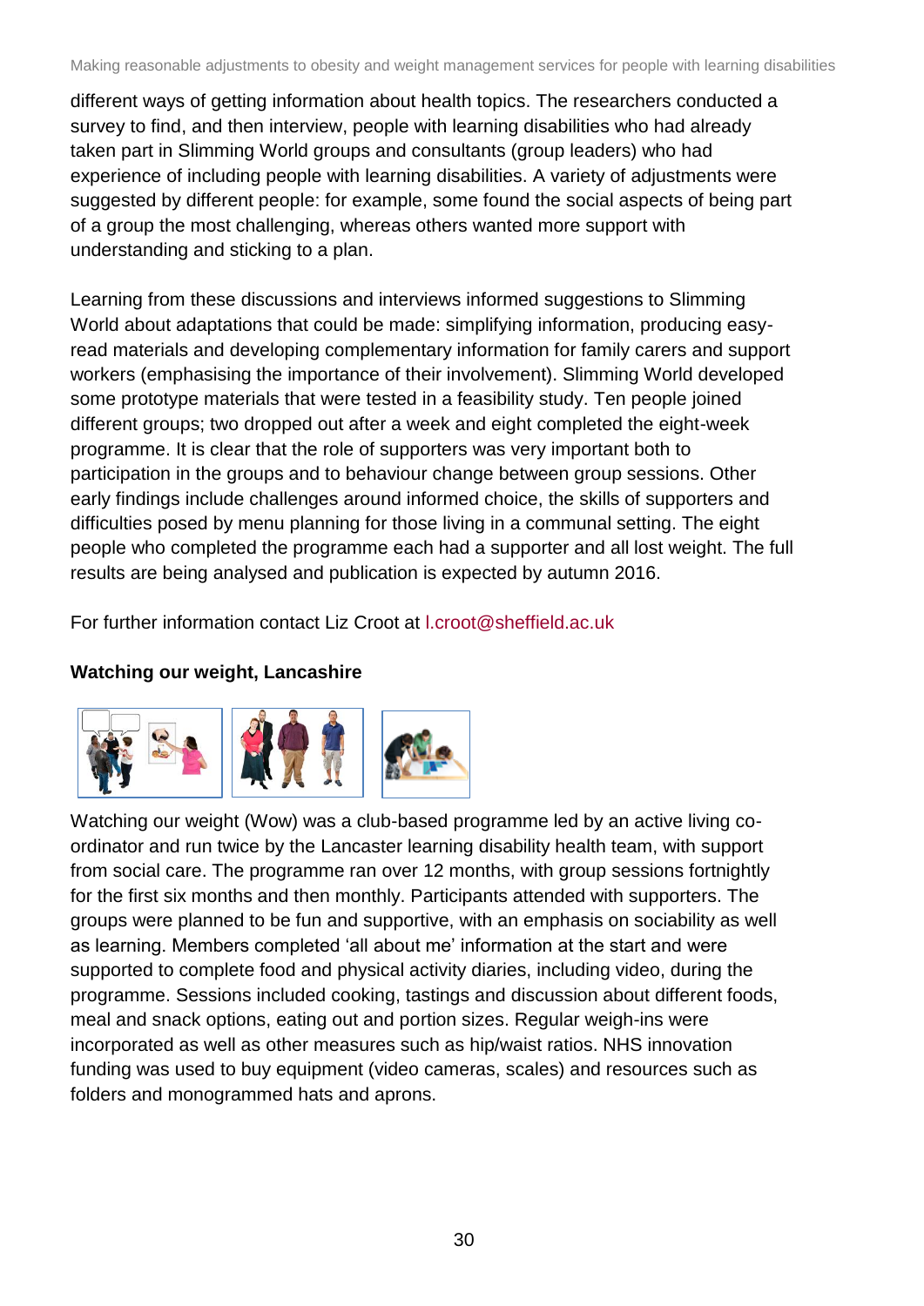different ways of getting information about health topics. The researchers conducted a survey to find, and then interview, people with learning disabilities who had already taken part in Slimming World groups and consultants (group leaders) who had experience of including people with learning disabilities. A variety of adjustments were suggested by different people: for example, some found the social aspects of being part of a group the most challenging, whereas others wanted more support with understanding and sticking to a plan.

Learning from these discussions and interviews informed suggestions to Slimming World about adaptations that could be made: simplifying information, producing easy-read materials and developing complementary information for family carers and support workers (emphasising the importance of their involvement). Slimming World developed some prototype materials that were tested in a feasibility study. Ten people joined different groups; two dropped out after a week and eight completed the eight-week programme. It is clear that the role of supporters was very important both to participation in the groups and to behaviour change between group sessions. Other early findings include challenges around informed choice, the skills of supporters and difficulties posed by menu planning for those living in a communal setting. The eight people who completed the programme each had a supporter and all lost weight. The full results are being analysed and publication is expected by autumn 2016.

For further information contact Liz Croot at l.croot@sheffield.ac.uk

**Watching our weight, Lancashire**

Watching our weight (Wow) was a club-based programme led by an active living co-ordinator and run twice by the Lancaster learning disability health team, with support from social care. The programme ran over 12 months, with group sessions fortnightly for the first six months and then monthly. Participants attended with supporters. The groups were planned to be fun and supportive, with an emphasis on sociability as well as learning. Members completed 'all about me' information at the start and were supported to complete food and physical activity diaries, including video, during the programme. Sessions included cooking, tastings and discussion about different foods, meal and snack options, eating out and portion sizes. Regular weigh-ins were incorporated as well as other measures such as hip/waist ratios. NHS innovation funding was used to buy equipment (video cameras, scales) and resources such as folders and monogrammed hats and aprons.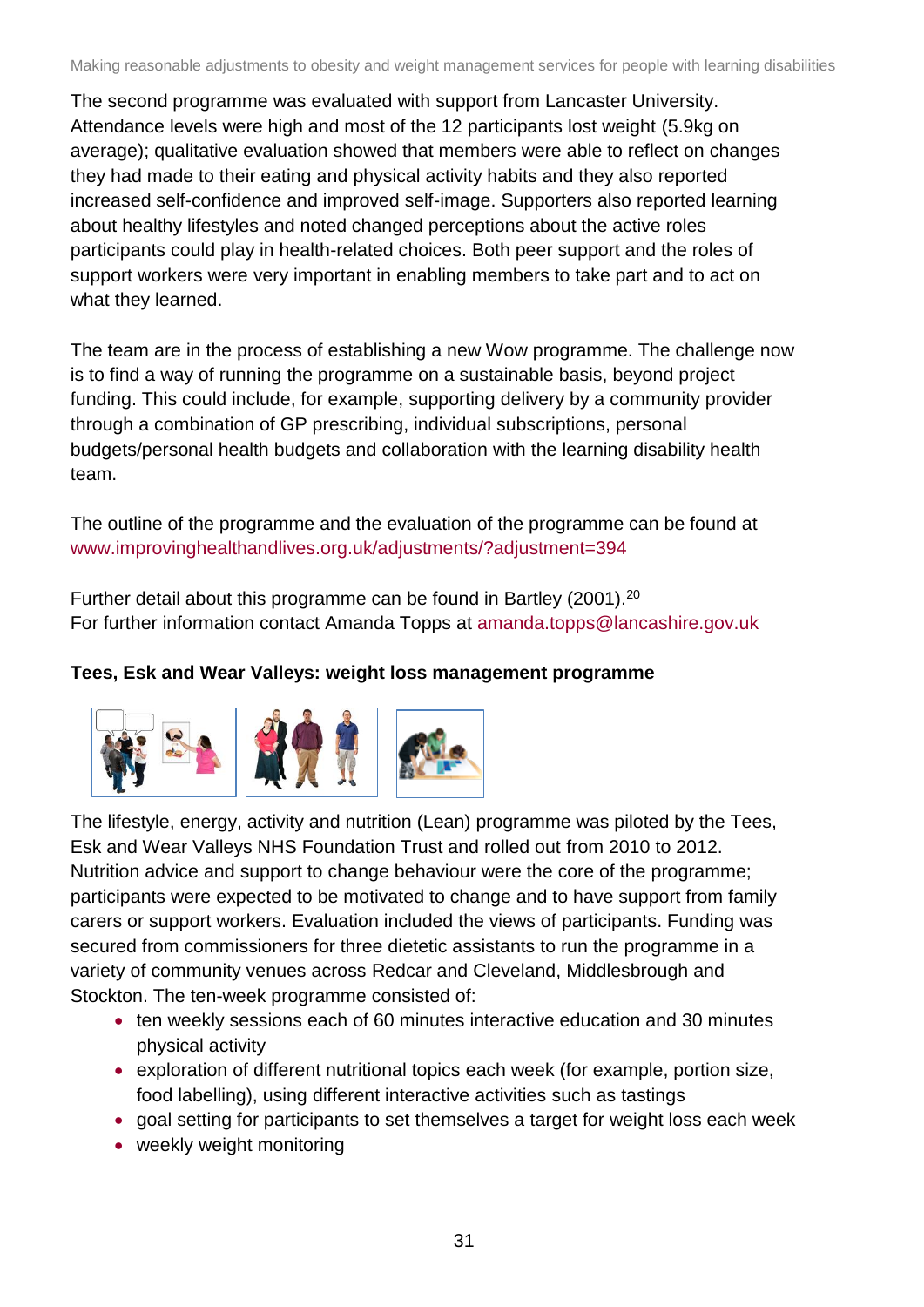The second programme was evaluated with support from Lancaster University. Attendance levels were high and most of the 12 participants lost weight (5.9kg on average); qualitative evaluation showed that members were able to reflect on changes they had made to their eating and physical activity habits and they also reported increased self-confidence and improved self-image. Supporters also reported learning about healthy lifestyles and noted changed perceptions about the active roles participants could play in health-related choices. Both peer support and the roles of support workers were very important in enabling members to take part and to act on what they learned.

The team are in the process of establishing a new Wow programme. The challenge now is to find a way of running the programme on a sustainable basis, beyond project funding. This could include, for example, supporting delivery by a community provider through a combination of GP prescribing, individual subscriptions, personal budgets/personal health budgets and collaboration with the learning disability health team.

The outline of the programme and the evaluation of the programme can be found at www.improvinghealthandlives.org.uk/adjustments/?adjustment=394

Further detail about this programme can be found in Bartley (2001).[20]
For further information contact Amanda Topps at amanda.topps@lancashire.gov.uk

**Tees, Esk and Wear Valleys: weight loss management programme**

The lifestyle, energy, activity and nutrition (Lean) programme was piloted by the Tees, Esk and Wear Valleys NHS Foundation Trust and rolled out from 2010 to 2012. Nutrition advice and support to change behaviour were the core of the programme; participants were expected to be motivated to change and to have support from family carers or support workers. Evaluation included the views of participants. Funding was secured from commissioners for three dietetic assistants to run the programme in a variety of community venues across Redcar and Cleveland, Middlesbrough and Stockton. The ten-week programme consisted of:

- ten weekly sessions each of 60 minutes interactive education and 30 minutes physical activity
- exploration of different nutritional topics each week (for example, portion size, food labelling), using different interactive activities such as tastings
- goal setting for participants to set themselves a target for weight loss each week
- weekly weight monitoring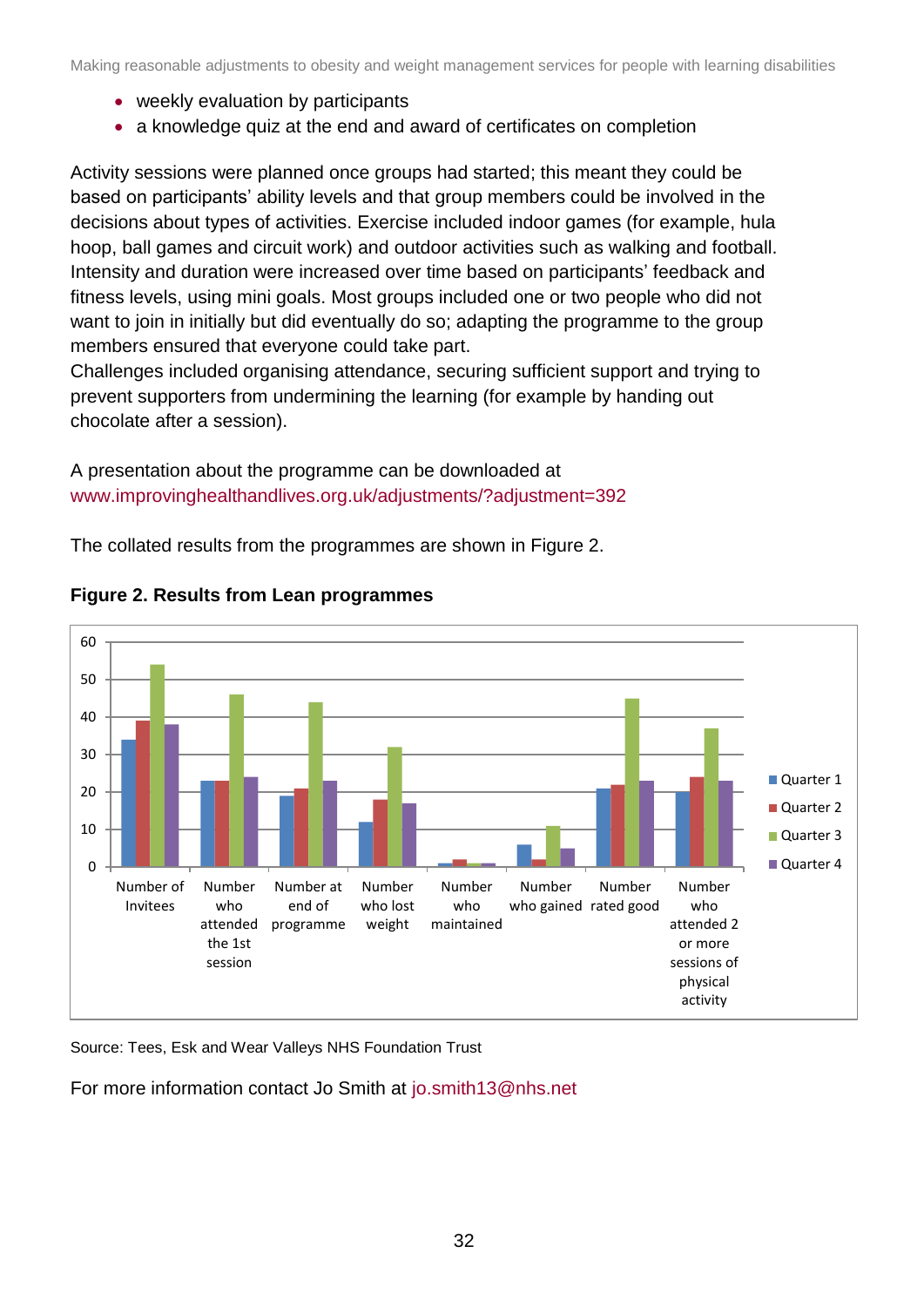- weekly evaluation by participants
- a knowledge quiz at the end and award of certificates on completion

Activity sessions were planned once groups had started; this meant they could be based on participants' ability levels and that group members could be involved in the decisions about types of activities. Exercise included indoor games (for example, hula hoop, ball games and circuit work) and outdoor activities such as walking and football. Intensity and duration were increased over time based on participants' feedback and fitness levels, using mini goals. Most groups included one or two people who did not want to join in initially but did eventually do so; adapting the programme to the group members ensured that everyone could take part.
Challenges included organising attendance, securing sufficient support and trying to prevent supporters from undermining the learning (for example by handing out chocolate after a session).

A presentation about the programme can be downloaded at www.improvinghealthandlives.org.uk/adjustments/?adjustment=392

The collated results from the programmes are shown in Figure 2.

**Figure 2. Results from Lean programmes**

| | Quarter 1 | Quarter 2 | Quarter 3 | Quarter 4 |
|---|---|---|---|---|
| Number of Invitees | 34 | 39 | 54 | 38 |
| Number who attended the 1st session | 23 | 23 | 46 | 24 |
| Number at end of programme | 19 | 21 | 44 | 23 |
| Number who lost weight | 12 | 18 | 32 | 17 |
| Number who maintained | 1 | 2 | 1 | 1 |
| Number who gained | 6 | 2 | 11 | 5 |
| Number rated good | 21 | 22 | 45 | 23 |
| Number who attended 2 or more sessions of physical activity | 20 | 24 | 37 | 23 |

Source: Tees, Esk and Wear Valleys NHS Foundation Trust

For more information contact Jo Smith at jo.smith13@nhs.net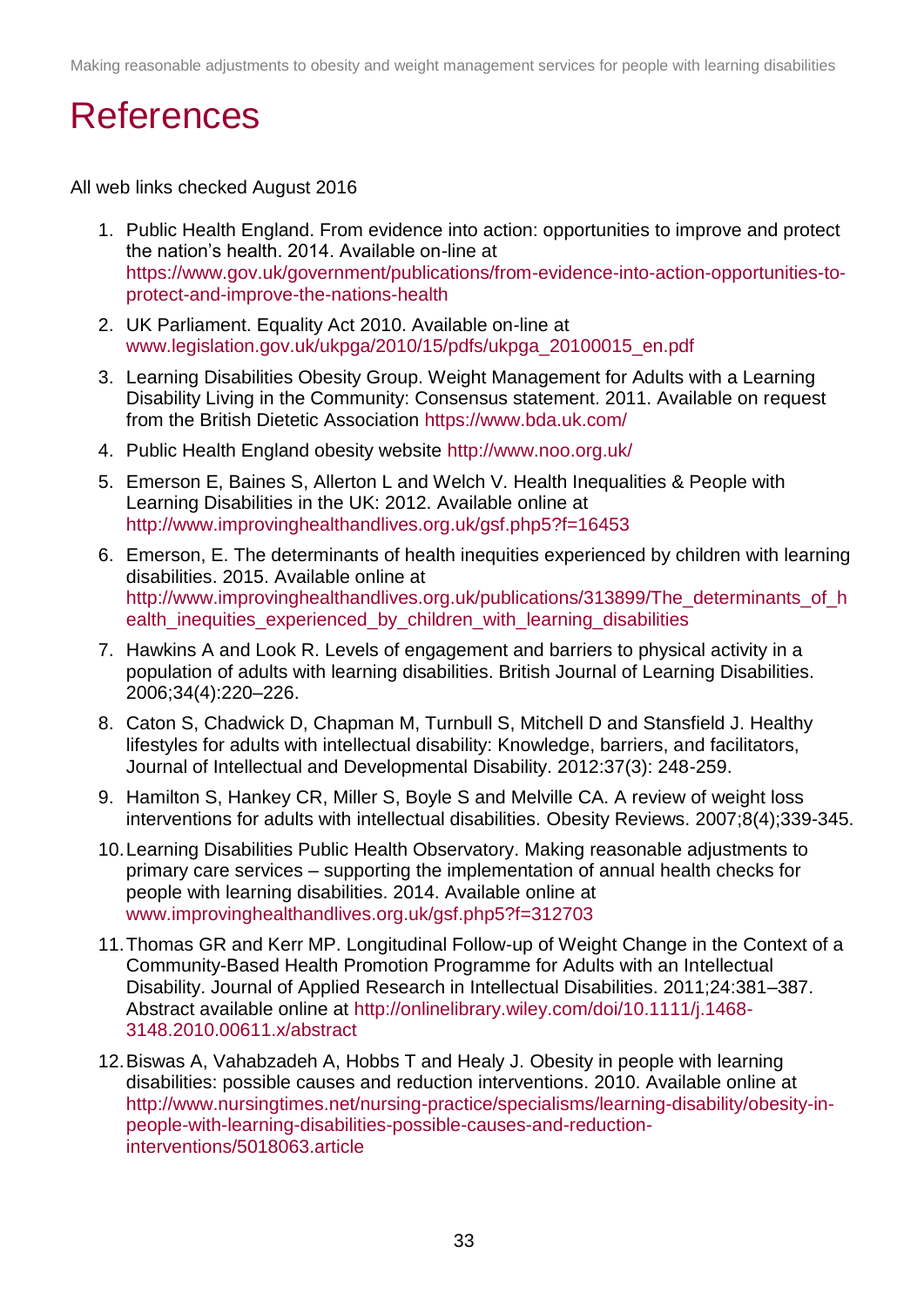# References

All web links checked August 2016

1. Public Health England. From evidence into action: opportunities to improve and protect the nation's health. 2014. Available on-line at https://www.gov.uk/government/publications/from-evidence-into-action-opportunities-to-protect-and-improve-the-nations-health
2. UK Parliament. Equality Act 2010. Available on-line at www.legislation.gov.uk/ukpga/2010/15/pdfs/ukpga_20100015_en.pdf
3. Learning Disabilities Obesity Group. Weight Management for Adults with a Learning Disability Living in the Community: Consensus statement. 2011. Available on request from the British Dietetic Association https://www.bda.uk.com/
4. Public Health England obesity website http://www.noo.org.uk/
5. Emerson E, Baines S, Allerton L and Welch V. Health Inequalities & People with Learning Disabilities in the UK: 2012. Available online at http://www.improvinghealthandlives.org.uk/gsf.php5?f=16453
6. Emerson, E. The determinants of health inequities experienced by children with learning disabilities. 2015. Available online at http://www.improvinghealthandlives.org.uk/publications/313899/The_determinants_of_health_inequities_experienced_by_children_with_learning_disabilities
7. Hawkins A and Look R. Levels of engagement and barriers to physical activity in a population of adults with learning disabilities. British Journal of Learning Disabilities. 2006;34(4):220–226.
8. Caton S, Chadwick D, Chapman M, Turnbull S, Mitchell D and Stansfield J. Healthy lifestyles for adults with intellectual disability: Knowledge, barriers, and facilitators, Journal of Intellectual and Developmental Disability. 2012:37(3): 248-259.
9. Hamilton S, Hankey CR, Miller S, Boyle S and Melville CA. A review of weight loss interventions for adults with intellectual disabilities. Obesity Reviews. 2007;8(4);339-345.
10. Learning Disabilities Public Health Observatory. Making reasonable adjustments to primary care services – supporting the implementation of annual health checks for people with learning disabilities. 2014. Available online at www.improvinghealthandlives.org.uk/gsf.php5?f=312703
11. Thomas GR and Kerr MP. Longitudinal Follow-up of Weight Change in the Context of a Community-Based Health Promotion Programme for Adults with an Intellectual Disability. Journal of Applied Research in Intellectual Disabilities. 2011;24:381–387. Abstract available online at http://onlinelibrary.wiley.com/doi/10.1111/j.1468-3148.2010.00611.x/abstract
12. Biswas A, Vahabzadeh A, Hobbs T and Healy J. Obesity in people with learning disabilities: possible causes and reduction interventions. 2010. Available online at http://www.nursingtimes.net/nursing-practice/specialisms/learning-disability/obesity-in-people-with-learning-disabilities-possible-causes-and-reduction-interventions/5018063.article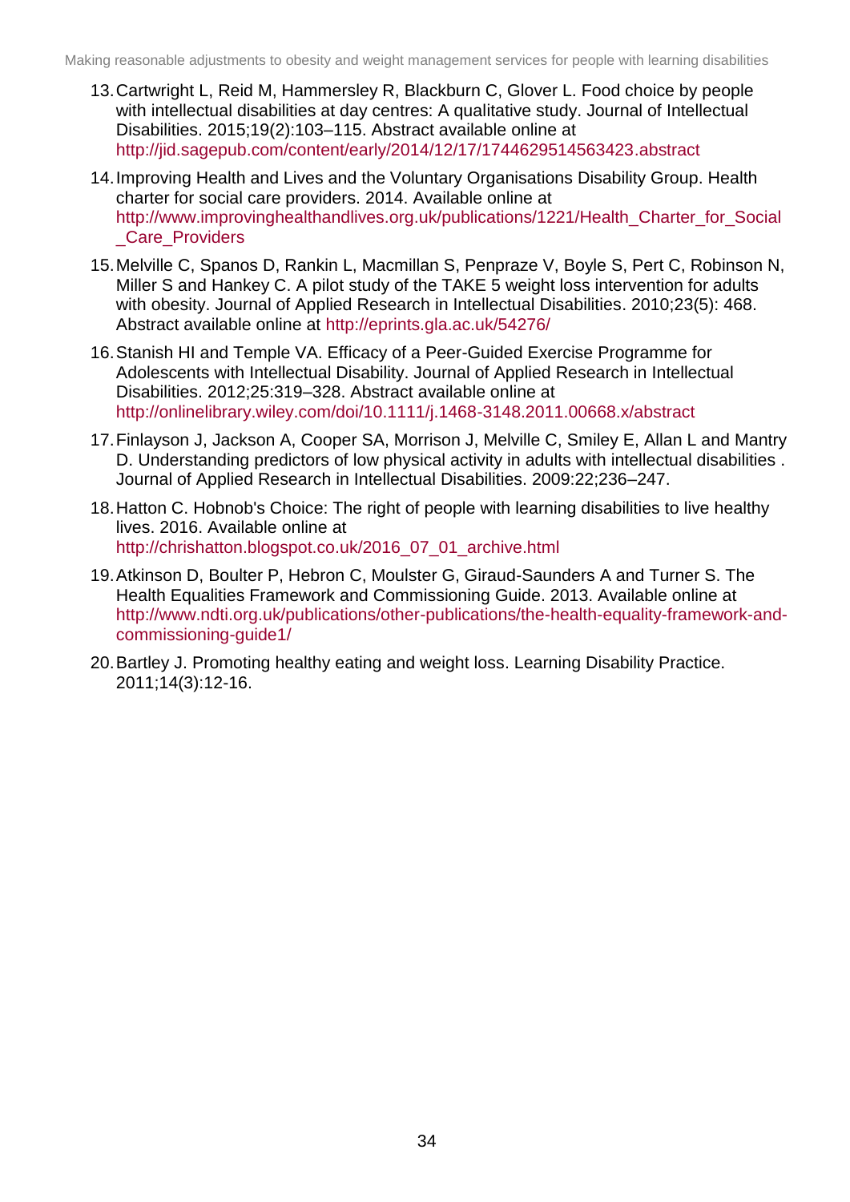13. Cartwright L, Reid M, Hammersley R, Blackburn C, Glover L. Food choice by people with intellectual disabilities at day centres: A qualitative study. Journal of Intellectual Disabilities. 2015;19(2):103–115. Abstract available online at http://jid.sagepub.com/content/early/2014/12/17/1744629514563423.abstract

14. Improving Health and Lives and the Voluntary Organisations Disability Group. Health charter for social care providers. 2014. Available online at http://www.improvinghealthandlives.org.uk/publications/1221/Health_Charter_for_Social_Care_Providers

15. Melville C, Spanos D, Rankin L, Macmillan S, Penpraze V, Boyle S, Pert C, Robinson N, Miller S and Hankey C. A pilot study of the TAKE 5 weight loss intervention for adults with obesity. Journal of Applied Research in Intellectual Disabilities. 2010;23(5): 468. Abstract available online at http://eprints.gla.ac.uk/54276/

16. Stanish HI and Temple VA. Efficacy of a Peer-Guided Exercise Programme for Adolescents with Intellectual Disability. Journal of Applied Research in Intellectual Disabilities. 2012;25:319–328. Abstract available online at http://onlinelibrary.wiley.com/doi/10.1111/j.1468-3148.2011.00668.x/abstract

17. Finlayson J, Jackson A, Cooper SA, Morrison J, Melville C, Smiley E, Allan L and Mantry D. Understanding predictors of low physical activity in adults with intellectual disabilities . Journal of Applied Research in Intellectual Disabilities. 2009:22;236–247.

18. Hatton C. Hobnob's Choice: The right of people with learning disabilities to live healthy lives. 2016. Available online at http://chrishatton.blogspot.co.uk/2016_07_01_archive.html

19. Atkinson D, Boulter P, Hebron C, Moulster G, Giraud-Saunders A and Turner S. The Health Equalities Framework and Commissioning Guide. 2013. Available online at http://www.ndti.org.uk/publications/other-publications/the-health-equality-framework-and-commissioning-guide1/

20. Bartley J. Promoting healthy eating and weight loss. Learning Disability Practice. 2011;14(3):12-16.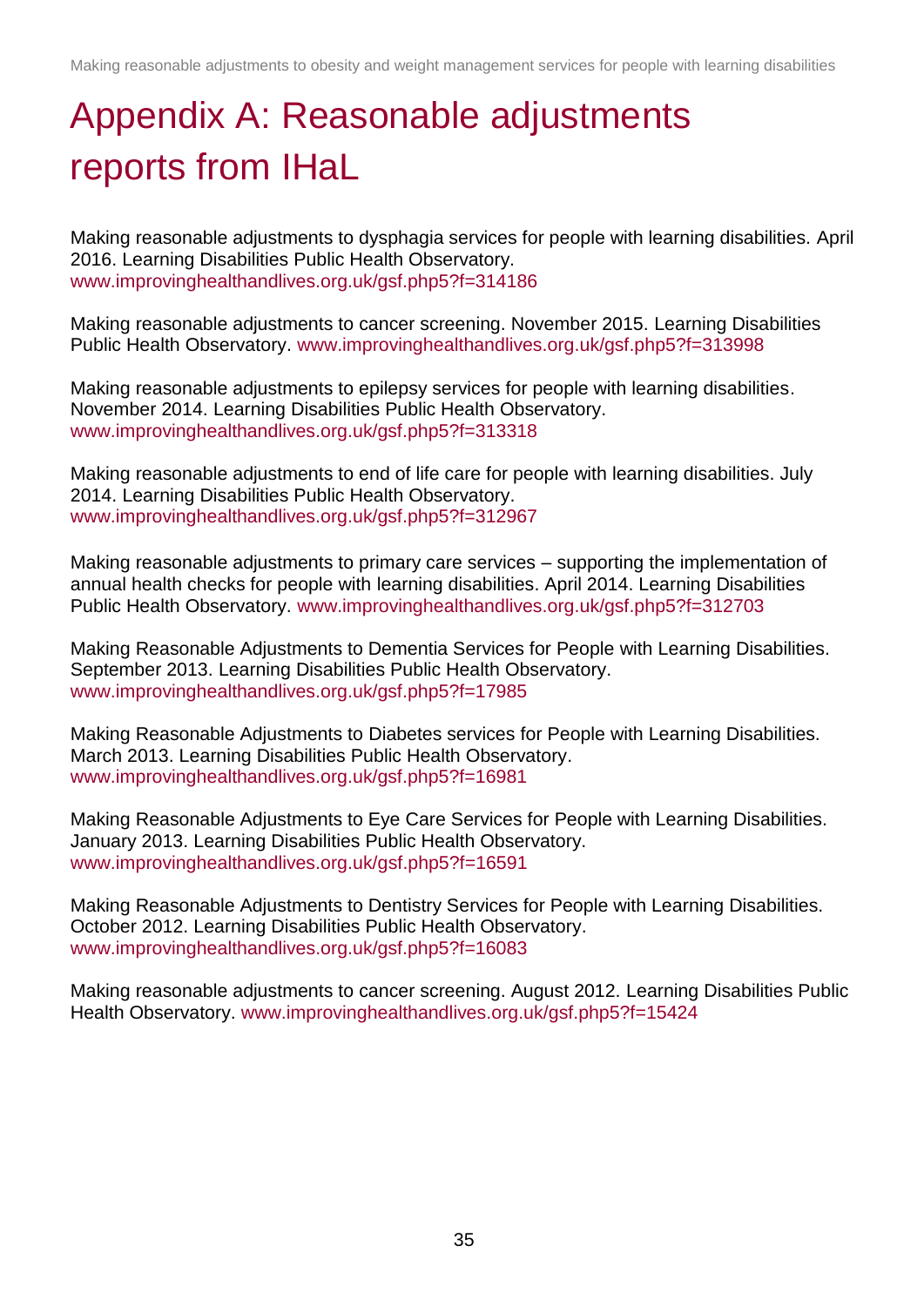# Appendix A: Reasonable adjustments reports from IHaL

Making reasonable adjustments to dysphagia services for people with learning disabilities. April 2016. Learning Disabilities Public Health Observatory. www.improvinghealthandlives.org.uk/gsf.php5?f=314186

Making reasonable adjustments to cancer screening. November 2015. Learning Disabilities Public Health Observatory. www.improvinghealthandlives.org.uk/gsf.php5?f=313998

Making reasonable adjustments to epilepsy services for people with learning disabilities. November 2014. Learning Disabilities Public Health Observatory. www.improvinghealthandlives.org.uk/gsf.php5?f=313318

Making reasonable adjustments to end of life care for people with learning disabilities. July 2014. Learning Disabilities Public Health Observatory. www.improvinghealthandlives.org.uk/gsf.php5?f=312967

Making reasonable adjustments to primary care services – supporting the implementation of annual health checks for people with learning disabilities. April 2014. Learning Disabilities Public Health Observatory. www.improvinghealthandlives.org.uk/gsf.php5?f=312703

Making Reasonable Adjustments to Dementia Services for People with Learning Disabilities. September 2013. Learning Disabilities Public Health Observatory. www.improvinghealthandlives.org.uk/gsf.php5?f=17985

Making Reasonable Adjustments to Diabetes services for People with Learning Disabilities. March 2013. Learning Disabilities Public Health Observatory. www.improvinghealthandlives.org.uk/gsf.php5?f=16981

Making Reasonable Adjustments to Eye Care Services for People with Learning Disabilities. January 2013. Learning Disabilities Public Health Observatory. www.improvinghealthandlives.org.uk/gsf.php5?f=16591

Making Reasonable Adjustments to Dentistry Services for People with Learning Disabilities. October 2012. Learning Disabilities Public Health Observatory. www.improvinghealthandlives.org.uk/gsf.php5?f=16083

Making reasonable adjustments to cancer screening. August 2012. Learning Disabilities Public Health Observatory. www.improvinghealthandlives.org.uk/gsf.php5?f=15424